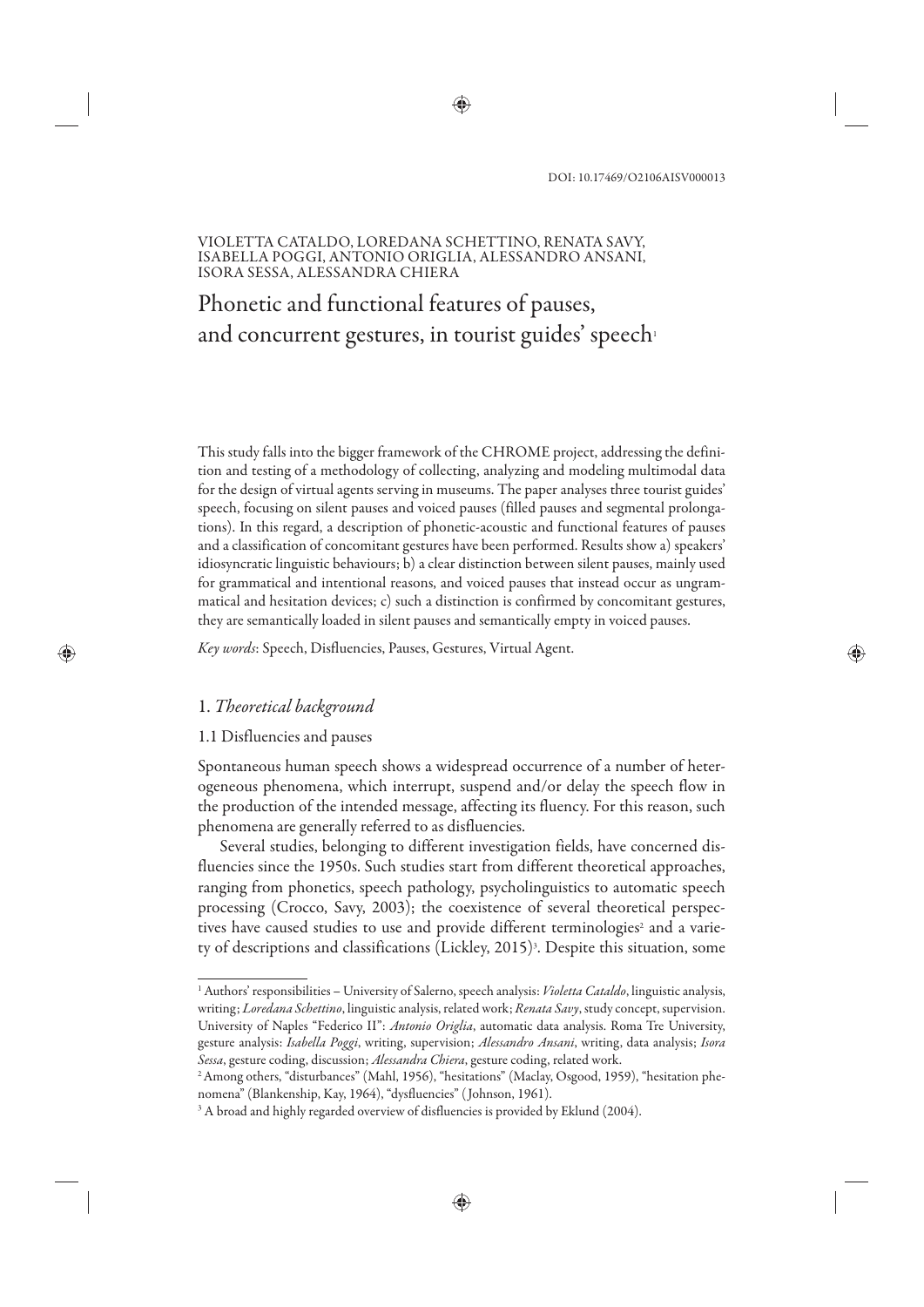DOI: 10.17469/O2106AISV000013

VIOLETTA CATALDO, LOREDANA SCHETTINO, RENATA SAVY, ISABELLA POGGI, ANTONIO ORIGLIA, ALESSANDRO ANSANI, ISORA SESSA, ALESSANDRA CHIERA

# Phonetic and functional features of pauses, and concurrent gestures, in tourist guides' speech[1]

This study falls into the bigger framework of the CHROME project, addressing the definition and testing of a methodology of collecting, analyzing and modeling multimodal data for the design of virtual agents serving in museums. The paper analyses three tourist guides' speech, focusing on silent pauses and voiced pauses (filled pauses and segmental prolongations). In this regard, a description of phonetic-acoustic and functional features of pauses and a classification of concomitant gestures have been performed. Results show a) speakers' idiosyncratic linguistic behaviours; b) a clear distinction between silent pauses, mainly used for grammatical and intentional reasons, and voiced pauses that instead occur as ungrammatical and hesitation devices; c) such a distinction is confirmed by concomitant gestures, they are semantically loaded in silent pauses and semantically empty in voiced pauses.

*Key words*: Speech, Disfluencies, Pauses, Gestures, Virtual Agent.

## 1. *Theoretical background*

### 1.1 Disfluencies and pauses

Spontaneous human speech shows a widespread occurrence of a number of heterogeneous phenomena, which interrupt, suspend and/or delay the speech flow in the production of the intended message, affecting its fluency. For this reason, such phenomena are generally referred to as disfluencies.

Several studies, belonging to different investigation fields, have concerned disfluencies since the 1950s. Such studies start from different theoretical approaches, ranging from phonetics, speech pathology, psycholinguistics to automatic speech processing (Crocco, Savy, 2003); the coexistence of several theoretical perspectives have caused studies to use and provide different terminologies[2] and a variety of descriptions and classifications (Lickley, 2015)[3]. Despite this situation, some

[1] Authors' responsibilities – University of Salerno, speech analysis: *Violetta Cataldo*, linguistic analysis, writing; *Loredana Schettino*, linguistic analysis, related work; *Renata Savy*, study concept, supervision. University of Naples "Federico II": *Antonio Origlia*, automatic data analysis. Roma Tre University, gesture analysis: *Isabella Poggi*, writing, supervision; *Alessandro Ansani*, writing, data analysis; *Isora Sessa*, gesture coding, discussion; *Alessandra Chiera*, gesture coding, related work.

[2] Among others, "disturbances" (Mahl, 1956), "hesitations" (Maclay, Osgood, 1959), "hesitation phenomena" (Blankenship, Kay, 1964), "dysfluencies" (Johnson, 1961).

[3] A broad and highly regarded overview of disfluencies is provided by Eklund (2004).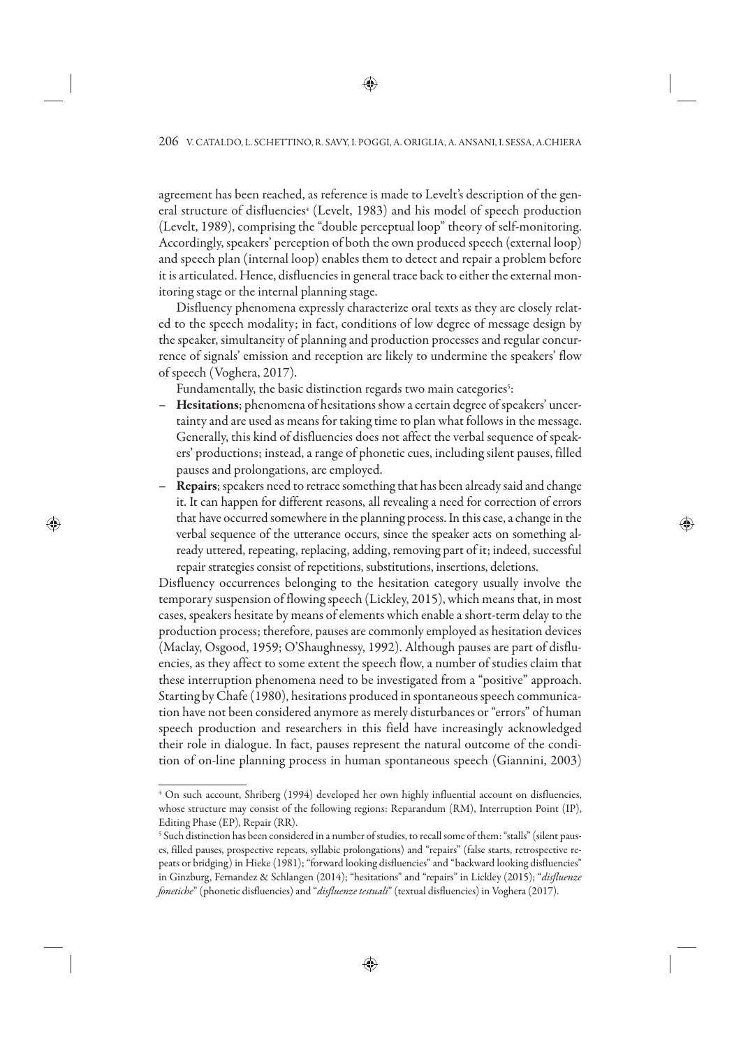agreement has been reached, as reference is made to Levelt's description of the general structure of disfluencies[4] (Levelt, 1983) and his model of speech production (Levelt, 1989), comprising the "double perceptual loop" theory of self-monitoring. Accordingly, speakers' perception of both the own produced speech (external loop) and speech plan (internal loop) enables them to detect and repair a problem before it is articulated. Hence, disfluencies in general trace back to either the external monitoring stage or the internal planning stage.

Disfluency phenomena expressly characterize oral texts as they are closely related to the speech modality; in fact, conditions of low degree of message design by the speaker, simultaneity of planning and production processes and regular concurrence of signals' emission and reception are likely to undermine the speakers' flow of speech (Voghera, 2017).

Fundamentally, the basic distinction regards two main categories[5]:

- **Hesitations**; phenomena of hesitations show a certain degree of speakers' uncertainty and are used as means for taking time to plan what follows in the message. Generally, this kind of disfluencies does not affect the verbal sequence of speakers' productions; instead, a range of phonetic cues, including silent pauses, filled pauses and prolongations, are employed.
- **Repairs**; speakers need to retrace something that has been already said and change it. It can happen for different reasons, all revealing a need for correction of errors that have occurred somewhere in the planning process. In this case, a change in the verbal sequence of the utterance occurs, since the speaker acts on something already uttered, repeating, replacing, adding, removing part of it; indeed, successful repair strategies consist of repetitions, substitutions, insertions, deletions.

Disfluency occurrences belonging to the hesitation category usually involve the temporary suspension of flowing speech (Lickley, 2015), which means that, in most cases, speakers hesitate by means of elements which enable a short-term delay to the production process; therefore, pauses are commonly employed as hesitation devices (Maclay, Osgood, 1959; O'Shaughnessy, 1992). Although pauses are part of disfluencies, as they affect to some extent the speech flow, a number of studies claim that these interruption phenomena need to be investigated from a "positive" approach. Starting by Chafe (1980), hesitations produced in spontaneous speech communication have not been considered anymore as merely disturbances or "errors" of human speech production and researchers in this field have increasingly acknowledged their role in dialogue. In fact, pauses represent the natural outcome of the condition of on-line planning process in human spontaneous speech (Giannini, 2003)

---

[4] On such account, Shriberg (1994) developed her own highly influential account on disfluencies, whose structure may consist of the following regions: Reparandum (RM), Interruption Point (IP), Editing Phase (EP), Repair (RR).

[5] Such distinction has been considered in a number of studies, to recall some of them: "stalls" (silent pauses, filled pauses, prospective repeats, syllabic prolongations) and "repairs" (false starts, retrospective repeats or bridging) in Hieke (1981); "forward looking disfluencies" and "backward looking disfluencies" in Ginzburg, Fernandez & Schlangen (2014); "hesitations" and "repairs" in Lickley (2015); "*disfluenze fonetiche*" (phonetic disfluencies) and "*disfluenze testuali*" (textual disfluencies) in Voghera (2017).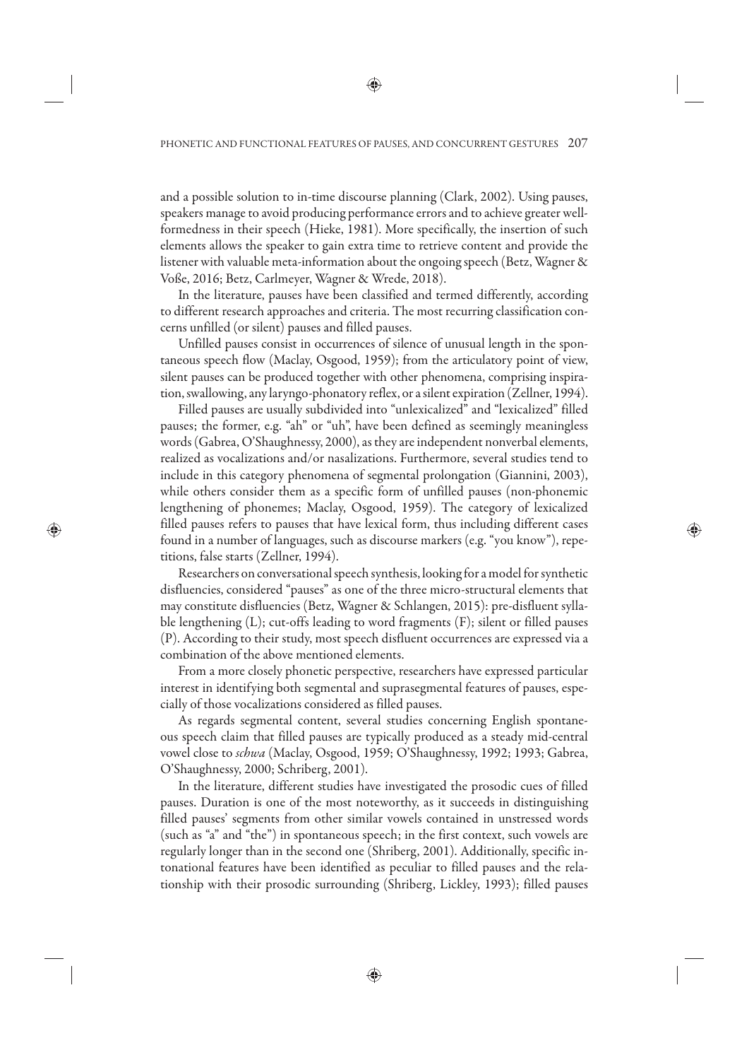and a possible solution to in-time discourse planning (Clark, 2002). Using pauses, speakers manage to avoid producing performance errors and to achieve greater well-formedness in their speech (Hieke, 1981). More specifically, the insertion of such elements allows the speaker to gain extra time to retrieve content and provide the listener with valuable meta-information about the ongoing speech (Betz, Wagner & Voße, 2016; Betz, Carlmeyer, Wagner & Wrede, 2018).

In the literature, pauses have been classified and termed differently, according to different research approaches and criteria. The most recurring classification concerns unfilled (or silent) pauses and filled pauses.

Unfilled pauses consist in occurrences of silence of unusual length in the spontaneous speech flow (Maclay, Osgood, 1959); from the articulatory point of view, silent pauses can be produced together with other phenomena, comprising inspiration, swallowing, any laryngo-phonatory reflex, or a silent expiration (Zellner, 1994).

Filled pauses are usually subdivided into "unlexicalized" and "lexicalized" filled pauses; the former, e.g. "ah" or "uh", have been defined as seemingly meaningless words (Gabrea, O'Shaughnessy, 2000), as they are independent nonverbal elements, realized as vocalizations and/or nasalizations. Furthermore, several studies tend to include in this category phenomena of segmental prolongation (Giannini, 2003), while others consider them as a specific form of unfilled pauses (non-phonemic lengthening of phonemes; Maclay, Osgood, 1959). The category of lexicalized filled pauses refers to pauses that have lexical form, thus including different cases found in a number of languages, such as discourse markers (e.g. "you know"), repetitions, false starts (Zellner, 1994).

Researchers on conversational speech synthesis, looking for a model for synthetic disfluencies, considered "pauses" as one of the three micro-structural elements that may constitute disfluencies (Betz, Wagner & Schlangen, 2015): pre-disfluent syllable lengthening (L); cut-offs leading to word fragments (F); silent or filled pauses (P). According to their study, most speech disfluent occurrences are expressed via a combination of the above mentioned elements.

From a more closely phonetic perspective, researchers have expressed particular interest in identifying both segmental and suprasegmental features of pauses, especially of those vocalizations considered as filled pauses.

As regards segmental content, several studies concerning English spontaneous speech claim that filled pauses are typically produced as a steady mid-central vowel close to *schwa* (Maclay, Osgood, 1959; O'Shaughnessy, 1992; 1993; Gabrea, O'Shaughnessy, 2000; Schriberg, 2001).

In the literature, different studies have investigated the prosodic cues of filled pauses. Duration is one of the most noteworthy, as it succeeds in distinguishing filled pauses' segments from other similar vowels contained in unstressed words (such as "a" and "the") in spontaneous speech; in the first context, such vowels are regularly longer than in the second one (Shriberg, 2001). Additionally, specific intonational features have been identified as peculiar to filled pauses and the relationship with their prosodic surrounding (Shriberg, Lickley, 1993); filled pauses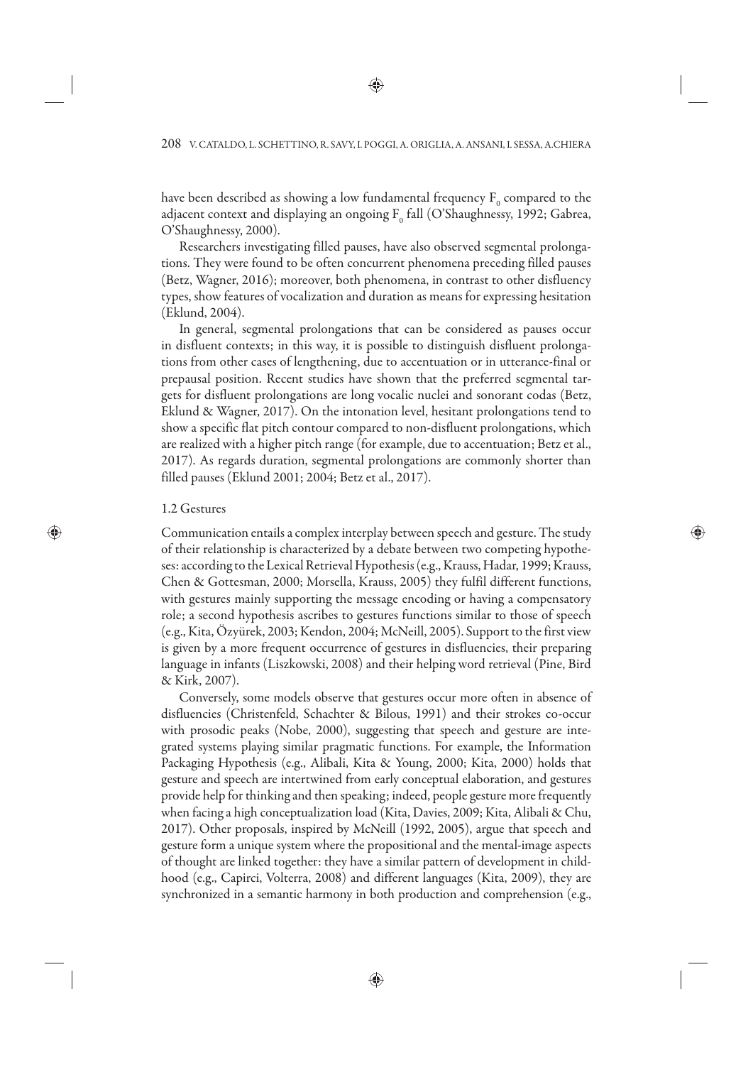have been described as showing a low fundamental frequency $F_0$ compared to the adjacent context and displaying an ongoing $F_0$ fall (O'Shaughnessy, 1992; Gabrea, O'Shaughnessy, 2000).

Researchers investigating filled pauses, have also observed segmental prolongations. They were found to be often concurrent phenomena preceding filled pauses (Betz, Wagner, 2016); moreover, both phenomena, in contrast to other disfluency types, show features of vocalization and duration as means for expressing hesitation (Eklund, 2004).

In general, segmental prolongations that can be considered as pauses occur in disfluent contexts; in this way, it is possible to distinguish disfluent prolongations from other cases of lengthening, due to accentuation or in utterance-final or prepausal position. Recent studies have shown that the preferred segmental targets for disfluent prolongations are long vocalic nuclei and sonorant codas (Betz, Eklund & Wagner, 2017). On the intonation level, hesitant prolongations tend to show a specific flat pitch contour compared to non-disfluent prolongations, which are realized with a higher pitch range (for example, due to accentuation; Betz et al., 2017). As regards duration, segmental prolongations are commonly shorter than filled pauses (Eklund 2001; 2004; Betz et al., 2017).

### 1.2 Gestures

Communication entails a complex interplay between speech and gesture. The study of their relationship is characterized by a debate between two competing hypotheses: according to the Lexical Retrieval Hypothesis (e.g., Krauss, Hadar, 1999; Krauss, Chen & Gottesman, 2000; Morsella, Krauss, 2005) they fulfil different functions, with gestures mainly supporting the message encoding or having a compensatory role; a second hypothesis ascribes to gestures functions similar to those of speech (e.g., Kita, Özyürek, 2003; Kendon, 2004; McNeill, 2005). Support to the first view is given by a more frequent occurrence of gestures in disfluencies, their preparing language in infants (Liszkowski, 2008) and their helping word retrieval (Pine, Bird & Kirk, 2007).

Conversely, some models observe that gestures occur more often in absence of disfluencies (Christenfeld, Schachter & Bilous, 1991) and their strokes co-occur with prosodic peaks (Nobe, 2000), suggesting that speech and gesture are integrated systems playing similar pragmatic functions. For example, the Information Packaging Hypothesis (e.g., Alibali, Kita & Young, 2000; Kita, 2000) holds that gesture and speech are intertwined from early conceptual elaboration, and gestures provide help for thinking and then speaking; indeed, people gesture more frequently when facing a high conceptualization load (Kita, Davies, 2009; Kita, Alibali & Chu, 2017). Other proposals, inspired by McNeill (1992, 2005), argue that speech and gesture form a unique system where the propositional and the mental-image aspects of thought are linked together: they have a similar pattern of development in childhood (e.g., Capirci, Volterra, 2008) and different languages (Kita, 2009), they are synchronized in a semantic harmony in both production and comprehension (e.g.,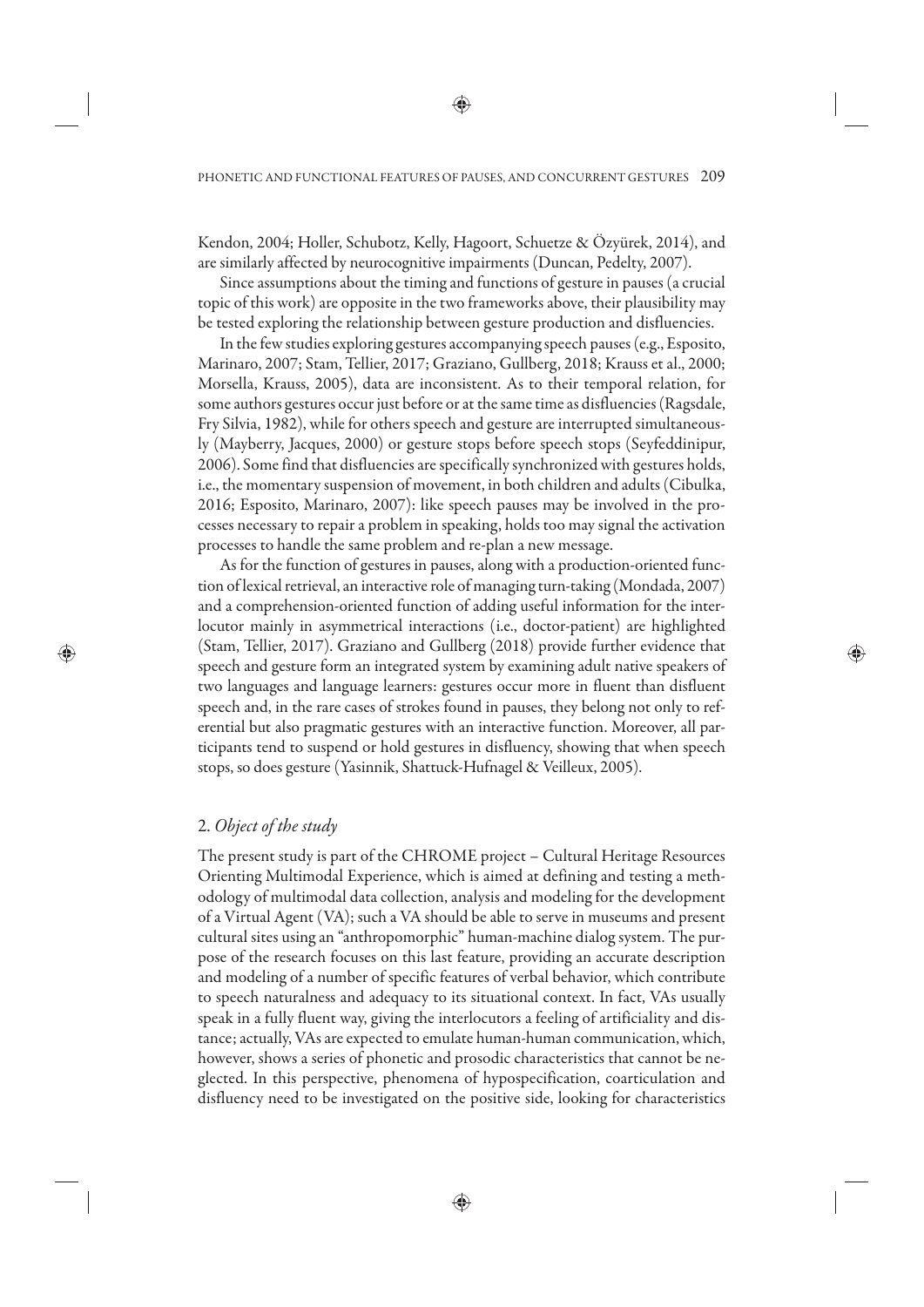Kendon, 2004; Holler, Schubotz, Kelly, Hagoort, Schuetze & Özyürek, 2014), and are similarly affected by neurocognitive impairments (Duncan, Pedelty, 2007).

Since assumptions about the timing and functions of gesture in pauses (a crucial topic of this work) are opposite in the two frameworks above, their plausibility may be tested exploring the relationship between gesture production and disfluencies.

In the few studies exploring gestures accompanying speech pauses (e.g., Esposito, Marinaro, 2007; Stam, Tellier, 2017; Graziano, Gullberg, 2018; Krauss et al., 2000; Morsella, Krauss, 2005), data are inconsistent. As to their temporal relation, for some authors gestures occur just before or at the same time as disfluencies (Ragsdale, Fry Silvia, 1982), while for others speech and gesture are interrupted simultaneously (Mayberry, Jacques, 2000) or gesture stops before speech stops (Seyfeddinipur, 2006). Some find that disfluencies are specifically synchronized with gestures holds, i.e., the momentary suspension of movement, in both children and adults (Cibulka, 2016; Esposito, Marinaro, 2007): like speech pauses may be involved in the processes necessary to repair a problem in speaking, holds too may signal the activation processes to handle the same problem and re-plan a new message.

As for the function of gestures in pauses, along with a production-oriented function of lexical retrieval, an interactive role of managing turn-taking (Mondada, 2007) and a comprehension-oriented function of adding useful information for the interlocutor mainly in asymmetrical interactions (i.e., doctor-patient) are highlighted (Stam, Tellier, 2017). Graziano and Gullberg (2018) provide further evidence that speech and gesture form an integrated system by examining adult native speakers of two languages and language learners: gestures occur more in fluent than disfluent speech and, in the rare cases of strokes found in pauses, they belong not only to referential but also pragmatic gestures with an interactive function. Moreover, all participants tend to suspend or hold gestures in disfluency, showing that when speech stops, so does gesture (Yasinnik, Shattuck-Hufnagel & Veilleux, 2005).

## 2. *Object of the study*

The present study is part of the CHROME project – Cultural Heritage Resources Orienting Multimodal Experience, which is aimed at defining and testing a methodology of multimodal data collection, analysis and modeling for the development of a Virtual Agent (VA); such a VA should be able to serve in museums and present cultural sites using an "anthropomorphic" human-machine dialog system. The purpose of the research focuses on this last feature, providing an accurate description and modeling of a number of specific features of verbal behavior, which contribute to speech naturalness and adequacy to its situational context. In fact, VAs usually speak in a fully fluent way, giving the interlocutors a feeling of artificiality and distance; actually, VAs are expected to emulate human-human communication, which, however, shows a series of phonetic and prosodic characteristics that cannot be neglected. In this perspective, phenomena of hypospecification, coarticulation and disfluency need to be investigated on the positive side, looking for characteristics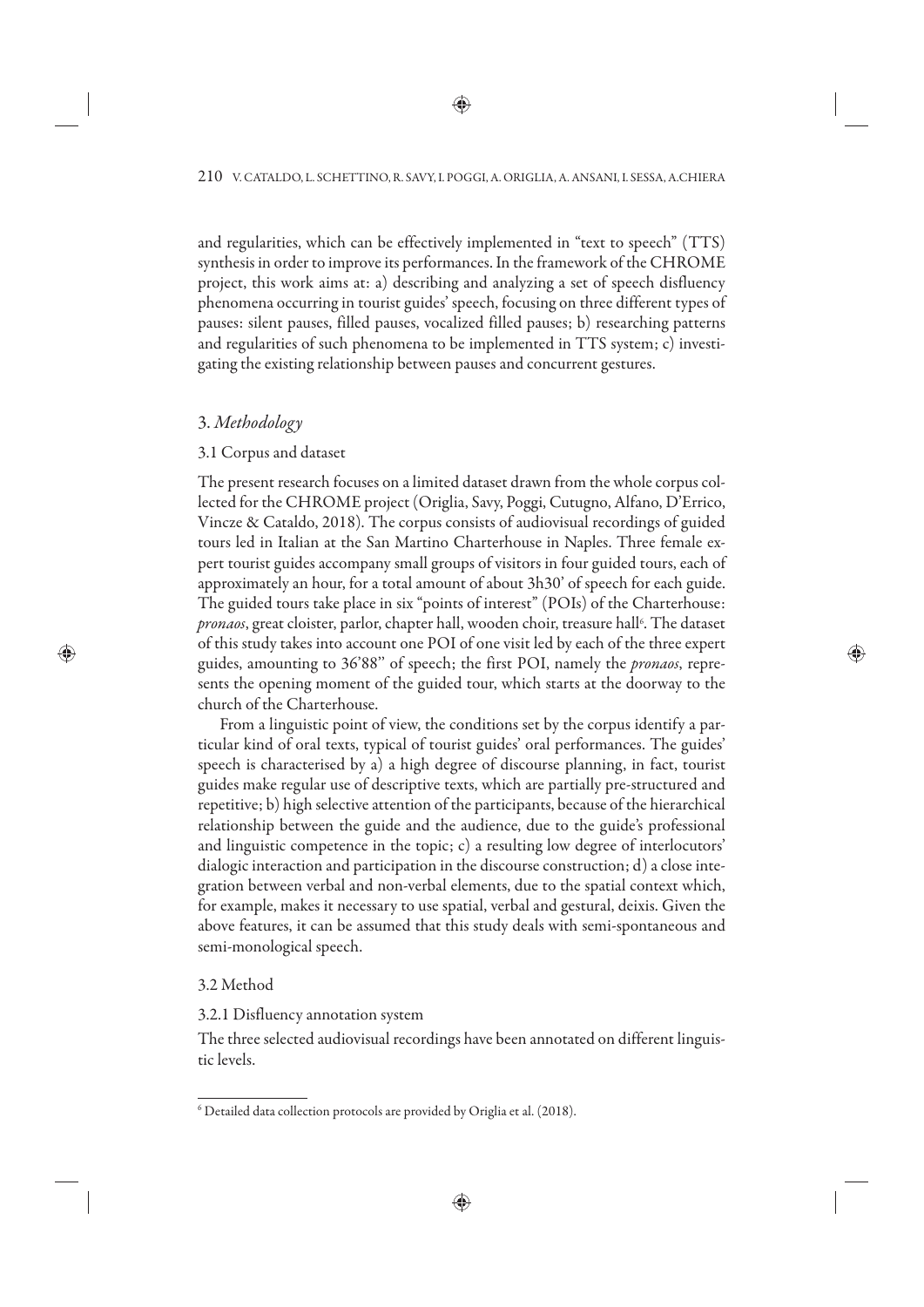and regularities, which can be effectively implemented in "text to speech" (TTS) synthesis in order to improve its performances. In the framework of the CHROME project, this work aims at: a) describing and analyzing a set of speech disfluency phenomena occurring in tourist guides' speech, focusing on three different types of pauses: silent pauses, filled pauses, vocalized filled pauses; b) researching patterns and regularities of such phenomena to be implemented in TTS system; c) investigating the existing relationship between pauses and concurrent gestures.

## 3. *Methodology*

### 3.1 Corpus and dataset

The present research focuses on a limited dataset drawn from the whole corpus collected for the CHROME project (Origlia, Savy, Poggi, Cutugno, Alfano, D'Errico, Vincze & Cataldo, 2018). The corpus consists of audiovisual recordings of guided tours led in Italian at the San Martino Charterhouse in Naples. Three female expert tourist guides accompany small groups of visitors in four guided tours, each of approximately an hour, for a total amount of about 3h30' of speech for each guide. The guided tours take place in six "points of interest" (POIs) of the Charterhouse: *pronaos*, great cloister, parlor, chapter hall, wooden choir, treasure hall[6]. The dataset of this study takes into account one POI of one visit led by each of the three expert guides, amounting to 36'88" of speech; the first POI, namely the *pronaos*, represents the opening moment of the guided tour, which starts at the doorway to the church of the Charterhouse.

From a linguistic point of view, the conditions set by the corpus identify a particular kind of oral texts, typical of tourist guides' oral performances. The guides' speech is characterised by a) a high degree of discourse planning, in fact, tourist guides make regular use of descriptive texts, which are partially pre-structured and repetitive; b) high selective attention of the participants, because of the hierarchical relationship between the guide and the audience, due to the guide's professional and linguistic competence in the topic; c) a resulting low degree of interlocutors' dialogic interaction and participation in the discourse construction; d) a close integration between verbal and non-verbal elements, due to the spatial context which, for example, makes it necessary to use spatial, verbal and gestural, deixis. Given the above features, it can be assumed that this study deals with semi-spontaneous and semi-monological speech.

### 3.2 Method

#### 3.2.1 Disfluency annotation system

The three selected audiovisual recordings have been annotated on different linguistic levels.

---

[6] Detailed data collection protocols are provided by Origlia et al. (2018).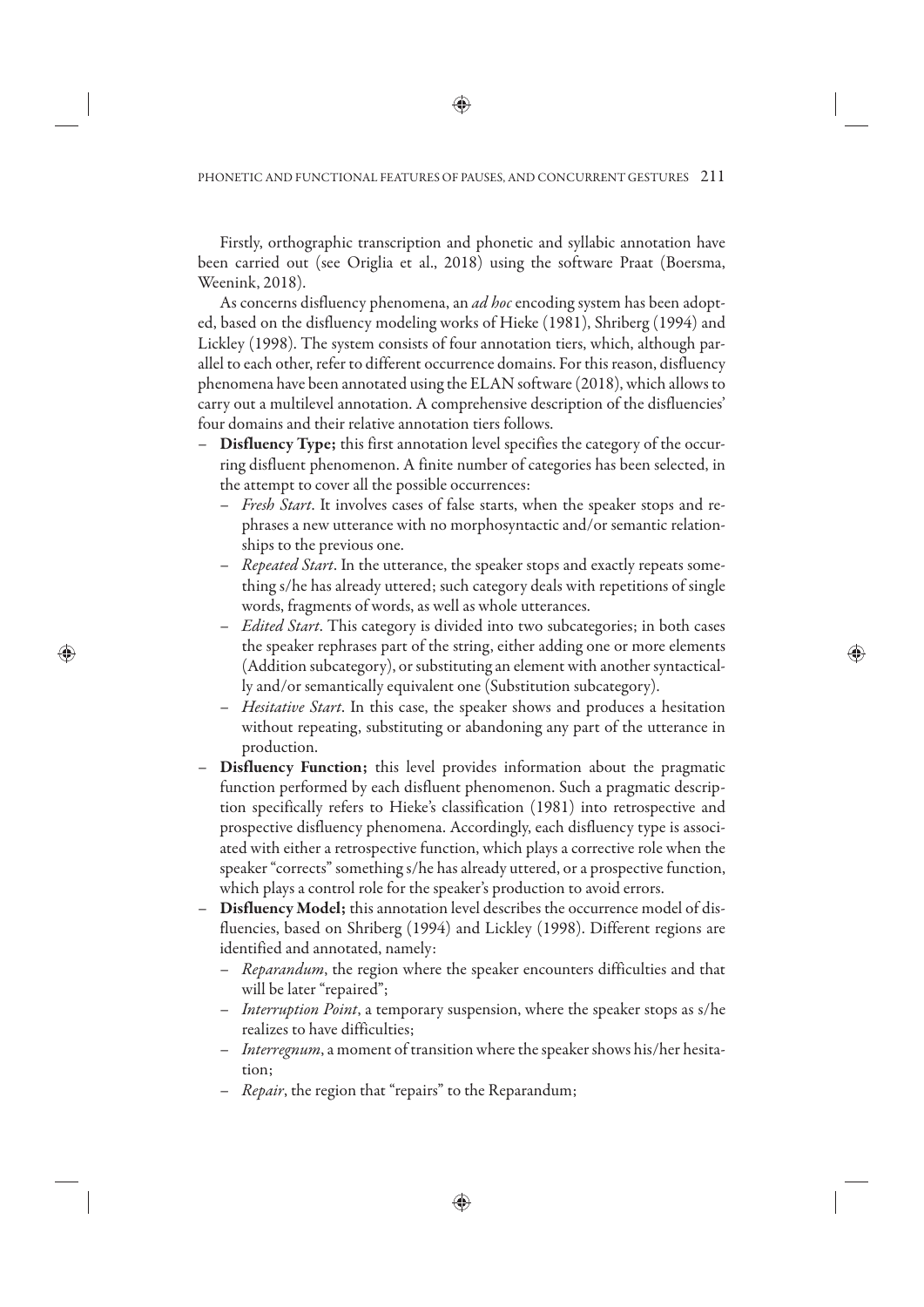Firstly, orthographic transcription and phonetic and syllabic annotation have been carried out (see Origlia et al., 2018) using the software Praat (Boersma, Weenink, 2018).

As concerns disfluency phenomena, an *ad hoc* encoding system has been adopted, based on the disfluency modeling works of Hieke (1981), Shriberg (1994) and Lickley (1998). The system consists of four annotation tiers, which, although parallel to each other, refer to different occurrence domains. For this reason, disfluency phenomena have been annotated using the ELAN software (2018), which allows to carry out a multilevel annotation. A comprehensive description of the disfluencies' four domains and their relative annotation tiers follows.

- **Disfluency Type;** this first annotation level specifies the category of the occurring disfluent phenomenon. A finite number of categories has been selected, in the attempt to cover all the possible occurrences:
  - *Fresh Start*. It involves cases of false starts, when the speaker stops and rephrases a new utterance with no morphosyntactic and/or semantic relationships to the previous one.
  - *Repeated Start*. In the utterance, the speaker stops and exactly repeats something s/he has already uttered; such category deals with repetitions of single words, fragments of words, as well as whole utterances.
  - *Edited Start*. This category is divided into two subcategories; in both cases the speaker rephrases part of the string, either adding one or more elements (Addition subcategory), or substituting an element with another syntactically and/or semantically equivalent one (Substitution subcategory).
  - *Hesitative Start*. In this case, the speaker shows and produces a hesitation without repeating, substituting or abandoning any part of the utterance in production.
- **Disfluency Function;** this level provides information about the pragmatic function performed by each disfluent phenomenon. Such a pragmatic description specifically refers to Hieke's classification (1981) into retrospective and prospective disfluency phenomena. Accordingly, each disfluency type is associated with either a retrospective function, which plays a corrective role when the speaker "corrects" something s/he has already uttered, or a prospective function, which plays a control role for the speaker's production to avoid errors.
- **Disfluency Model;** this annotation level describes the occurrence model of disfluencies, based on Shriberg (1994) and Lickley (1998). Different regions are identified and annotated, namely:
  - *Reparandum*, the region where the speaker encounters difficulties and that will be later "repaired";
  - *Interruption Point*, a temporary suspension, where the speaker stops as s/he realizes to have difficulties;
  - *Interregnum*, a moment of transition where the speaker shows his/her hesitation;
  - *Repair*, the region that "repairs" to the Reparandum;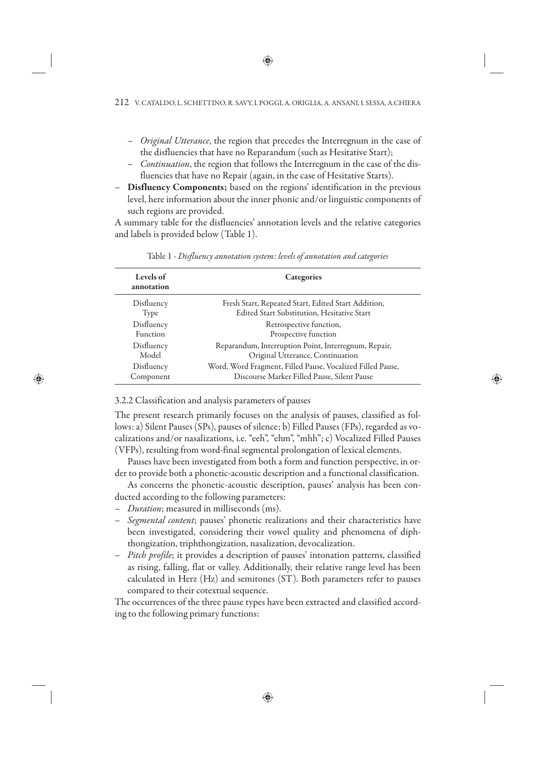- *Original Utterance*, the region that precedes the Interregnum in the case of the disfluencies that have no Reparandum (such as Hesitative Start);
  - *Continuation*, the region that follows the Interregnum in the case of the disfluencies that have no Repair (again, in the case of Hesitative Starts).
- **Disfluency Components;** based on the regions' identification in the previous level, here information about the inner phonic and/or linguistic components of such regions are provided.

A summary table for the disfluencies' annotation levels and the relative categories and labels is provided below (Table 1).

Table 1 - *Disfluency annotation system: levels of annotation and categories*

| Levels of annotation | Categories |
|---|---|
| Disfluency Type | Fresh Start, Repeated Start, Edited Start Addition, Edited Start Substitution, Hesitative Start |
| Disfluency Function | Retrospective function, Prospective function |
| Disfluency Model | Reparandum, Interruption Point, Interregnum, Repair, Original Utterance, Continuation |
| Disfluency Component | Word, Word Fragment, Filled Pause, Vocalized Filled Pause, Discourse Marker Filled Pause, Silent Pause |

3.2.2 Classification and analysis parameters of pauses

The present research primarily focuses on the analysis of pauses, classified as follows: a) Silent Pauses (SPs), pauses of silence; b) Filled Pauses (FPs), regarded as vocalizations and/or nasalizations, i.e. "eeh", "ehm", "mhh"; c) Vocalized Filled Pauses (VFPs), resulting from word-final segmental prolongation of lexical elements.

Pauses have been investigated from both a form and function perspective, in order to provide both a phonetic-acoustic description and a functional classification.

As concerns the phonetic-acoustic description, pauses' analysis has been conducted according to the following parameters:

- *Duration*; measured in milliseconds (ms).
- *Segmental content*; pauses' phonetic realizations and their characteristics have been investigated, considering their vowel quality and phenomena of diphthongization, triphthongization, nasalization, devocalization.
- *Pitch profile*; it provides a description of pauses' intonation patterns, classified as rising, falling, flat or valley. Additionally, their relative range level has been calculated in Herz (Hz) and semitones (ST). Both parameters refer to pauses compared to their cotextual sequence.

The occurrences of the three pause types have been extracted and classified according to the following primary functions: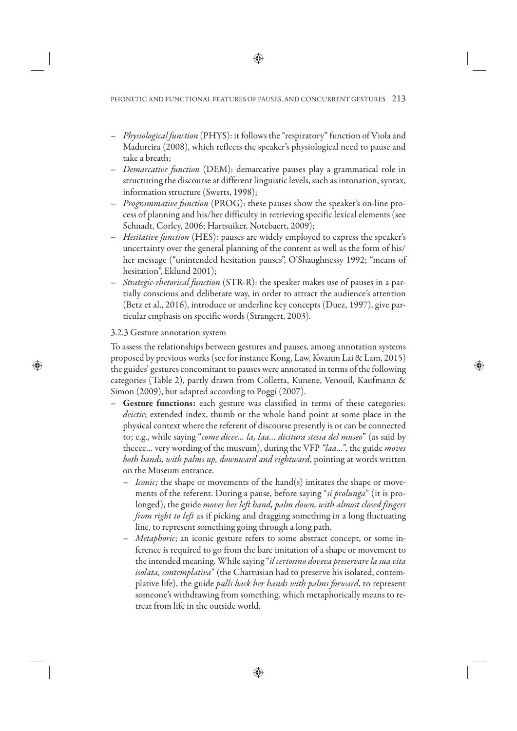- *Physiological function* (PHYS): it follows the "respiratory" function of Viola and Madureira (2008), which reflects the speaker's physiological need to pause and take a breath;
- *Demarcative function* (DEM): demarcative pauses play a grammatical role in structuring the discourse at different linguistic levels, such as intonation, syntax, information structure (Swerts, 1998);
- *Programmative function* (PROG): these pauses show the speaker's on-line process of planning and his/her difficulty in retrieving specific lexical elements (see Schnadt, Corley, 2006; Hartsuiker, Notebaert, 2009);
- *Hesitative function* (HES): pauses are widely employed to express the speaker's uncertainty over the general planning of the content as well as the form of his/her message ("unintended hesitation pauses", O'Shaughnessy 1992; "means of hesitation", Eklund 2001);
- *Strategic-rhetorical function* (STR-R): the speaker makes use of pauses in a partially conscious and deliberate way, in order to attract the audience's attention (Betz et al., 2016), introduce or underline key concepts (Duez, 1997), give particular emphasis on specific words (Strangert, 2003).

### 3.2.3 Gesture annotation system

To assess the relationships between gestures and pauses, among annotation systems proposed by previous works (see for instance Kong, Law, Kwanm Lai & Lam, 2015) the guides' gestures concomitant to pauses were annotated in terms of the following categories (Table 2), partly drawn from Colletta, Kunene, Venouil, Kaufmann & Simon (2009), but adapted according to Poggi (2007).

- **Gesture functions:** each gesture was classified in terms of these categories: *deictic*; extended index, thumb or the whole hand point at some place in the physical context where the referent of discourse presently is or can be connected to; e.g., while saying "*come dicee… la, laa… dicitura stessa del museo*" (as said by theeee… very wording of the museum), during the VFP *"laa…"*, the guide *moves both hands, with palms up, downward and rightward*, pointing at words written on the Museum entrance.
  - *Iconic;* the shape or movements of the hand(s) imitates the shape or movements of the referent. During a pause, before saying "*si prolunga*" (it is prolonged), the guide *moves her left hand, palm down, with almost closed fingers from right to left* as if picking and dragging something in a long fluctuating line, to represent something going through a long path.
  - *Metaphoric*; an iconic gesture refers to some abstract concept, or some inference is required to go from the bare imitation of a shape or movement to the intended meaning. While saying "*il certosino doveva preservare la sua vita isolata, contemplativa*" (the Chartusian had to preserve his isolated, contemplative life), the guide *pulls back her hands with palms forward*, to represent someone's withdrawing from something, which metaphorically means to retreat from life in the outside world.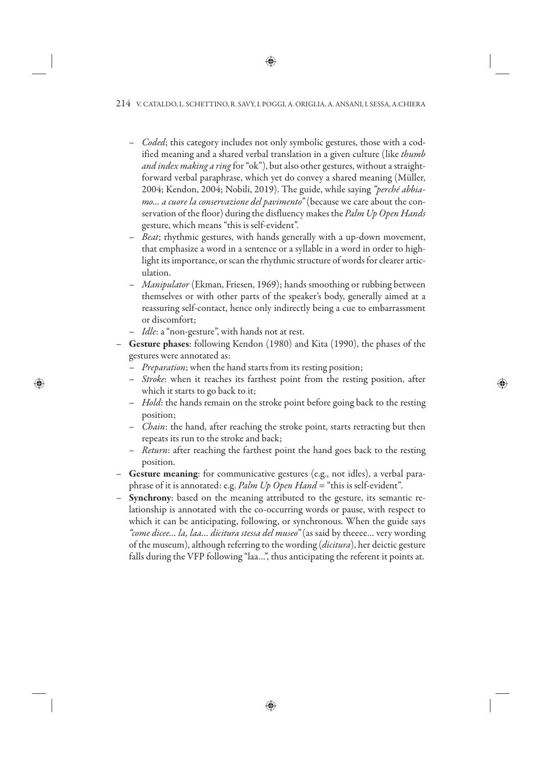- *Coded*; this category includes not only symbolic gestures, those with a codified meaning and a shared verbal translation in a given culture (like *thumb and index making a ring* for "ok"), but also other gestures, without a straightforward verbal paraphrase, which yet do convey a shared meaning (Müller, 2004; Kendon, 2004; Nobili, 2019). The guide, while saying *"perché abbiamo... a cuore la conservazione del pavimento"* (because we care about the conservation of the floor) during the disfluency makes the *Palm Up Open Hands* gesture, which means "this is self-evident".
  - *Beat*; rhythmic gestures, with hands generally with a up-down movement, that emphasize a word in a sentence or a syllable in a word in order to highlight its importance, or scan the rhythmic structure of words for clearer articulation.
  - *Manipulator* (Ekman, Friesen, 1969); hands smoothing or rubbing between themselves or with other parts of the speaker's body, generally aimed at a reassuring self-contact, hence only indirectly being a cue to embarrassment or discomfort;
  - *Idle*: a "non-gesture", with hands not at rest.
- **Gesture phases**: following Kendon (1980) and Kita (1990), the phases of the gestures were annotated as:
  - *Preparation*; when the hand starts from its resting position;
  - *Stroke*: when it reaches its farthest point from the resting position, after which it starts to go back to it;
  - *Hold*: the hands remain on the stroke point before going back to the resting position;
  - *Chain*: the hand, after reaching the stroke point, starts retracting but then repeats its run to the stroke and back;
  - *Return*: after reaching the farthest point the hand goes back to the resting position.
- **Gesture meaning**: for communicative gestures (e.g., not idles), a verbal paraphrase of it is annotated: e.g. *Palm Up Open Hand* = "this is self-evident".
- **Synchrony**: based on the meaning attributed to the gesture, its semantic relationship is annotated with the co-occurring words or pause, with respect to which it can be anticipating, following, or synchronous. When the guide says *"come dicee... la, laa... dicitura stessa del museo"* (as said by theeee... very wording of the museum), although referring to the wording (*dicitura*), her deictic gesture falls during the VFP following "laa...", thus anticipating the referent it points at.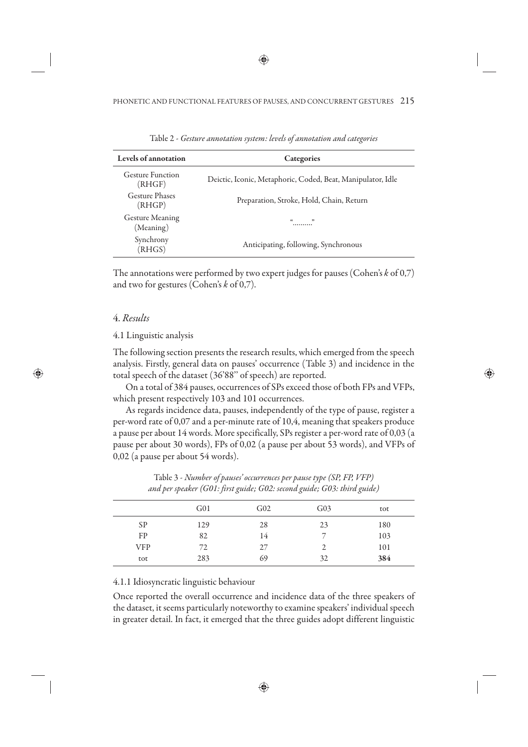Table 2 - *Gesture annotation system: levels of annotation and categories*

| Levels of annotation | Categories |
|---|---|
| Gesture Function (RHGF) | Deictic, Iconic, Metaphoric, Coded, Beat, Manipulator, Idle |
| Gesture Phases (RHGP) | Preparation, Stroke, Hold, Chain, Return |
| Gesture Meaning (Meaning) | "………" |
| Synchrony (RHGS) | Anticipating, following, Synchronous |

The annotations were performed by two expert judges for pauses (Cohen's *k* of 0,7) and two for gestures (Cohen's *k* of 0,7).

## 4. *Results*

### 4.1 Linguistic analysis

The following section presents the research results, which emerged from the speech analysis. Firstly, general data on pauses' occurrence (Table 3) and incidence in the total speech of the dataset (36'88'' of speech) are reported.

On a total of 384 pauses, occurrences of SPs exceed those of both FPs and VFPs, which present respectively 103 and 101 occurrences.

As regards incidence data, pauses, independently of the type of pause, register a per-word rate of 0,07 and a per-minute rate of 10,4, meaning that speakers produce a pause per about 14 words. More specifically, SPs register a per-word rate of 0,03 (a pause per about 30 words), FPs of 0,02 (a pause per about 53 words), and VFPs of 0,02 (a pause per about 54 words).

Table 3 - *Number of pauses' occurrences per pause type (SP, FP, VFP) and per speaker (G01: first guide; G02: second guide; G03: third guide)*

| | G01 | G02 | G03 | tot |
|---|---|---|---|---|
| SP | 129 | 28 | 23 | 180 |
| FP | 82 | 14 | 7 | 103 |
| VFP | 72 | 27 | 2 | 101 |
| tot | 283 | 69 | 32 | **384** |

#### 4.1.1 Idiosyncratic linguistic behaviour

Once reported the overall occurrence and incidence data of the three speakers of the dataset, it seems particularly noteworthy to examine speakers' individual speech in greater detail. In fact, it emerged that the three guides adopt different linguistic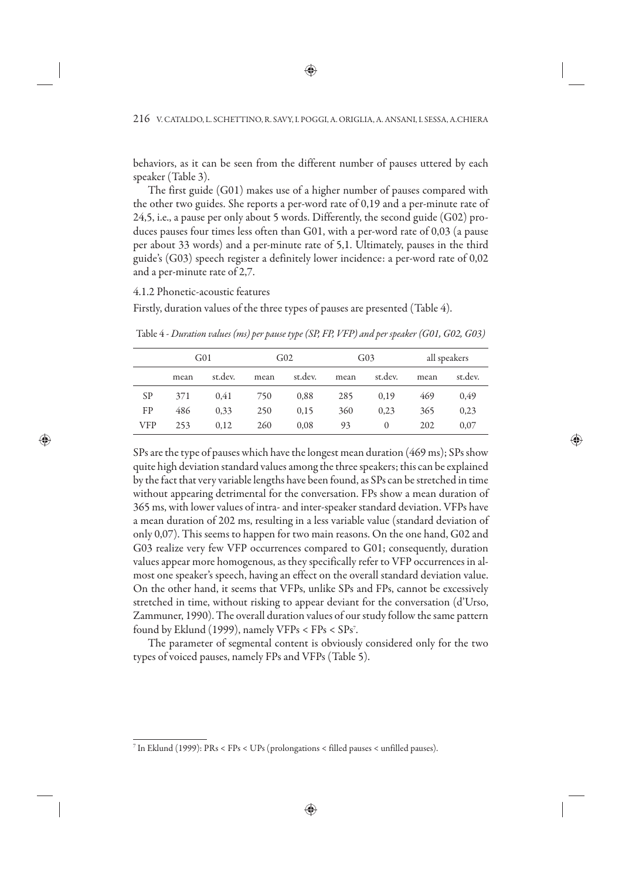behaviors, as it can be seen from the different number of pauses uttered by each speaker (Table 3).

The first guide (G01) makes use of a higher number of pauses compared with the other two guides. She reports a per-word rate of 0,19 and a per-minute rate of 24,5, i.e., a pause per only about 5 words. Differently, the second guide (G02) produces pauses four times less often than G01, with a per-word rate of 0,03 (a pause per about 33 words) and a per-minute rate of 5,1. Ultimately, pauses in the third guide's (G03) speech register a definitely lower incidence: a per-word rate of 0,02 and a per-minute rate of 2,7.

#### 4.1.2 Phonetic-acoustic features

Firstly, duration values of the three types of pauses are presented (Table 4).

Table 4 - *Duration values (ms) per pause type (SP, FP, VFP) and per speaker (G01, G02, G03)*

| | G01 | | G02 | | G03 | | all speakers | |
|---|---|---|---|---|---|---|---|---|
| | mean | st.dev. | mean | st.dev. | mean | st.dev. | mean | st.dev. |
| SP | 371 | 0,41 | 750 | 0,88 | 285 | 0,19 | 469 | 0,49 |
| FP | 486 | 0,33 | 250 | 0,15 | 360 | 0,23 | 365 | 0,23 |
| VFP | 253 | 0,12 | 260 | 0,08 | 93 | 0 | 202 | 0,07 |

SPs are the type of pauses which have the longest mean duration (469 ms); SPs show quite high deviation standard values among the three speakers; this can be explained by the fact that very variable lengths have been found, as SPs can be stretched in time without appearing detrimental for the conversation. FPs show a mean duration of 365 ms, with lower values of intra- and inter-speaker standard deviation. VFPs have a mean duration of 202 ms, resulting in a less variable value (standard deviation of only 0,07). This seems to happen for two main reasons. On the one hand, G02 and G03 realize very few VFP occurrences compared to G01; consequently, duration values appear more homogenous, as they specifically refer to VFP occurrences in almost one speaker's speech, having an effect on the overall standard deviation value. On the other hand, it seems that VFPs, unlike SPs and FPs, cannot be excessively stretched in time, without risking to appear deviant for the conversation (d'Urso, Zammuner, 1990). The overall duration values of our study follow the same pattern found by Eklund (1999), namely VFPs < FPs < SPs[7].

The parameter of segmental content is obviously considered only for the two types of voiced pauses, namely FPs and VFPs (Table 5).

[7] In Eklund (1999): PRs < FPs < UPs (prolongations < filled pauses < unfilled pauses).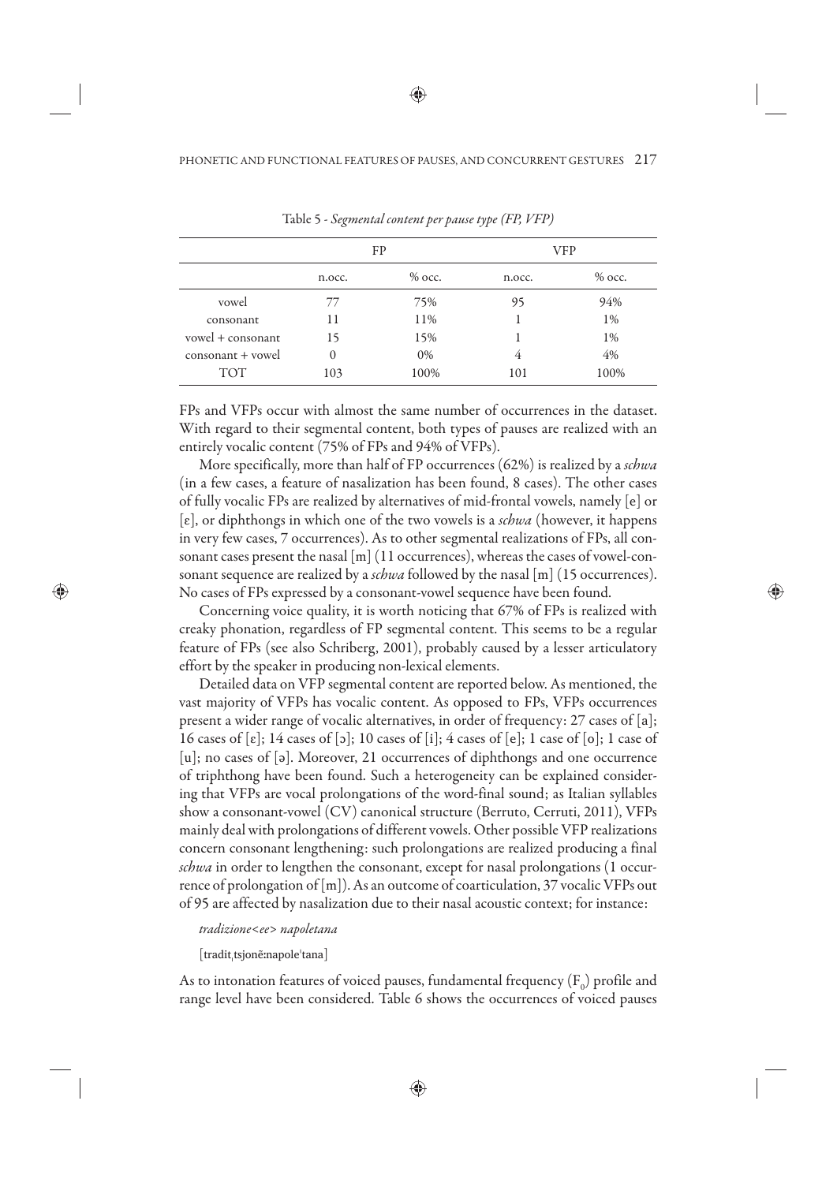Table 5 - *Segmental content per pause type (FP, VFP)*

| | FP | | VFP | |
|---|---|---|---|---|
| | n.occ. | % occ. | n.occ. | % occ. |
| vowel | 77 | 75% | 95 | 94% |
| consonant | 11 | 11% | 1 | 1% |
| vowel + consonant | 15 | 15% | 1 | 1% |
| consonant + vowel | 0 | 0% | 4 | 4% |
| TOT | 103 | 100% | 101 | 100% |

FPs and VFPs occur with almost the same number of occurrences in the dataset. With regard to their segmental content, both types of pauses are realized with an entirely vocalic content (75% of FPs and 94% of VFPs).

More specifically, more than half of FP occurrences (62%) is realized by a *schwa* (in a few cases, a feature of nasalization has been found, 8 cases). The other cases of fully vocalic FPs are realized by alternatives of mid-frontal vowels, namely [e] or [ɛ], or diphthongs in which one of the two vowels is a *schwa* (however, it happens in very few cases, 7 occurrences). As to other segmental realizations of FPs, all consonant cases present the nasal [m] (11 occurrences), whereas the cases of vowel-consonant sequence are realized by a *schwa* followed by the nasal [m] (15 occurrences). No cases of FPs expressed by a consonant-vowel sequence have been found.

Concerning voice quality, it is worth noticing that 67% of FPs is realized with creaky phonation, regardless of FP segmental content. This seems to be a regular feature of FPs (see also Schriberg, 2001), probably caused by a lesser articulatory effort by the speaker in producing non-lexical elements.

Detailed data on VFP segmental content are reported below. As mentioned, the vast majority of VFPs has vocalic content. As opposed to FPs, VFPs occurrences present a wider range of vocalic alternatives, in order of frequency: 27 cases of [a]; 16 cases of [ɛ]; 14 cases of [ɔ]; 10 cases of [i]; 4 cases of [e]; 1 case of [o]; 1 case of [u]; no cases of [ə]. Moreover, 21 occurrences of diphthongs and one occurrence of triphthong have been found. Such a heterogeneity can be explained considering that VFPs are vocal prolongations of the word-final sound; as Italian syllables show a consonant-vowel (CV) canonical structure (Berruto, Cerruti, 2011), VFPs mainly deal with prolongations of different vowels. Other possible VFP realizations concern consonant lengthening: such prolongations are realized producing a final *schwa* in order to lengthen the consonant, except for nasal prolongations (1 occurrence of prolongation of [m]). As an outcome of coarticulation, 37 vocalic VFPs out of 95 are affected by nasalization due to their nasal acoustic context; for instance:

*tradizione<ee> napoletana*

[traditˌtsjonẽːnapoleˈtana]

As to intonation features of voiced pauses, fundamental frequency ($F_0$) profile and range level have been considered. Table 6 shows the occurrences of voiced pauses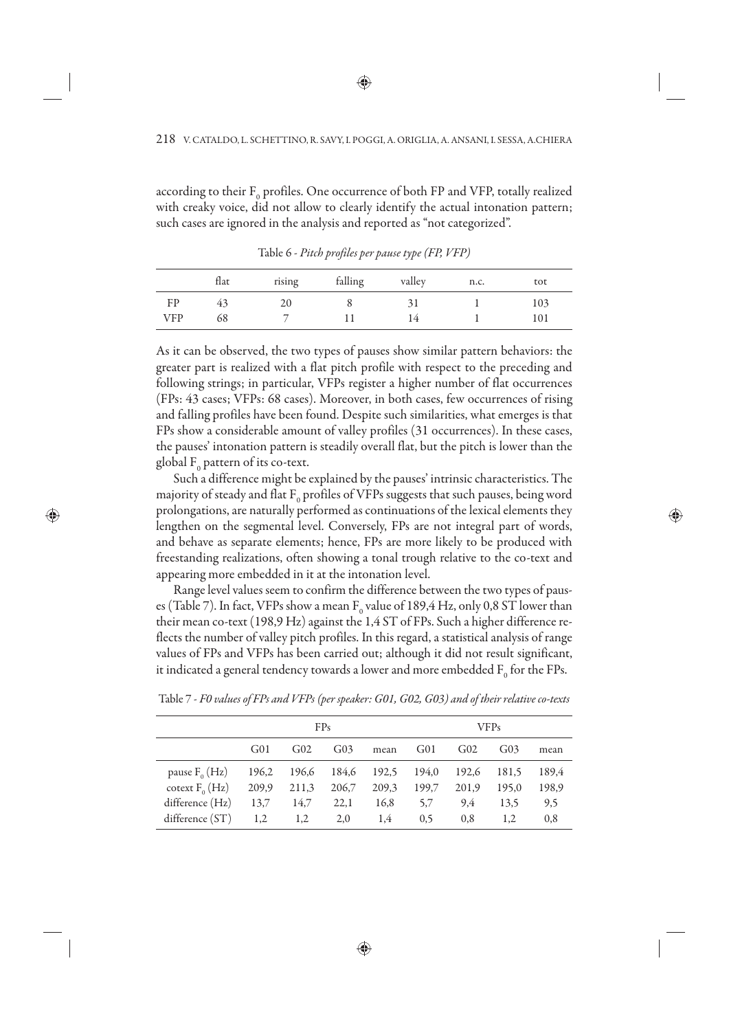according to their $F_0$ profiles. One occurrence of both FP and VFP, totally realized with creaky voice, did not allow to clearly identify the actual intonation pattern; such cases are ignored in the analysis and reported as "not categorized".

Table 6 - *Pitch profiles per pause type (FP, VFP)*

| | flat | rising | falling | valley | n.c. | tot |
|---|---|---|---|---|---|---|
| FP | 43 | 20 | 8 | 31 | 1 | 103 |
| VFP | 68 | 7 | 11 | 14 | 1 | 101 |

As it can be observed, the two types of pauses show similar pattern behaviors: the greater part is realized with a flat pitch profile with respect to the preceding and following strings; in particular, VFPs register a higher number of flat occurrences (FPs: 43 cases; VFPs: 68 cases). Moreover, in both cases, few occurrences of rising and falling profiles have been found. Despite such similarities, what emerges is that FPs show a considerable amount of valley profiles (31 occurrences). In these cases, the pauses' intonation pattern is steadily overall flat, but the pitch is lower than the global $F_0$ pattern of its co-text.

Such a difference might be explained by the pauses' intrinsic characteristics. The majority of steady and flat $F_0$ profiles of VFPs suggests that such pauses, being word prolongations, are naturally performed as continuations of the lexical elements they lengthen on the segmental level. Conversely, FPs are not integral part of words, and behave as separate elements; hence, FPs are more likely to be produced with freestanding realizations, often showing a tonal trough relative to the co-text and appearing more embedded in it at the intonation level.

Range level values seem to confirm the difference between the two types of pauses (Table 7). In fact, VFPs show a mean $F_0$ value of 189,4 Hz, only 0,8 ST lower than their mean co-text (198,9 Hz) against the 1,4 ST of FPs. Such a higher difference reflects the number of valley pitch profiles. In this regard, a statistical analysis of range values of FPs and VFPs has been carried out; although it did not result significant, it indicated a general tendency towards a lower and more embedded $F_0$ for the FPs.

Table 7 - *F0 values of FPs and VFPs (per speaker: G01, G02, G03) and of their relative co-texts*

| | FPs | | | | VFPs | | | |
|---|---|---|---|---|---|---|---|---|
| | G01 | G02 | G03 | mean | G01 | G02 | G03 | mean |
| pause $F_0$ (Hz) | 196,2 | 196,6 | 184,6 | 192,5 | 194,0 | 192,6 | 181,5 | 189,4 |
| cotext $F_0$ (Hz) | 209,9 | 211,3 | 206,7 | 209,3 | 199,7 | 201,9 | 195,0 | 198,9 |
| difference (Hz) | 13,7 | 14,7 | 22,1 | 16,8 | 5,7 | 9,4 | 13,5 | 9,5 |
| difference (ST) | 1,2 | 1,2 | 2,0 | 1,4 | 0,5 | 0,8 | 1,2 | 0,8 |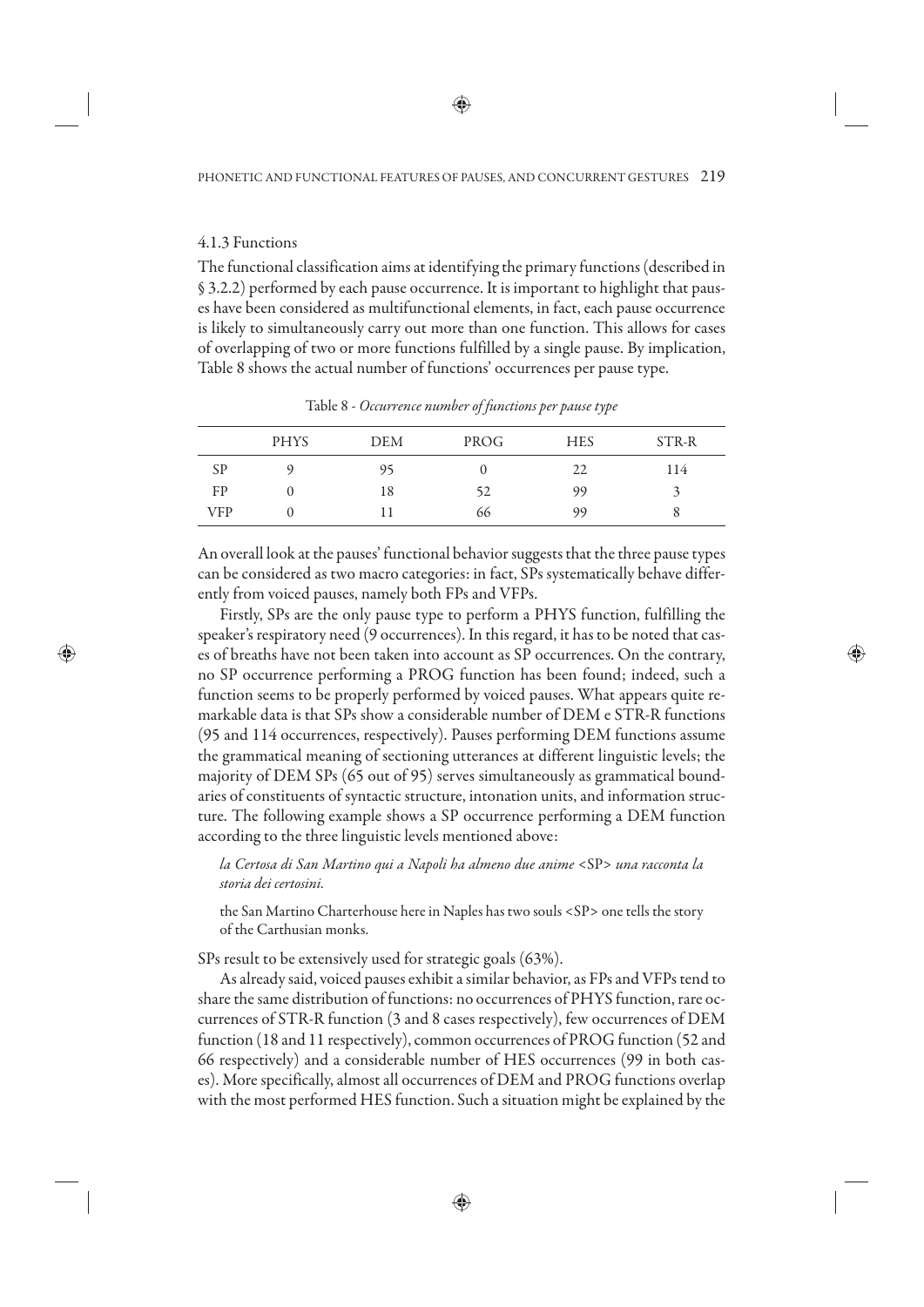#### 4.1.3 Functions

The functional classification aims at identifying the primary functions (described in § 3.2.2) performed by each pause occurrence. It is important to highlight that pauses have been considered as multifunctional elements, in fact, each pause occurrence is likely to simultaneously carry out more than one function. This allows for cases of overlapping of two or more functions fulfilled by a single pause. By implication, Table 8 shows the actual number of functions' occurrences per pause type.

Table 8 - *Occurrence number of functions per pause type*

| | PHYS | DEM | PROG | HES | STR-R |
|---|---|---|---|---|---|
| SP | 9 | 95 | 0 | 22 | 114 |
| FP | 0 | 18 | 52 | 99 | 3 |
| VFP | 0 | 11 | 66 | 99 | 8 |

An overall look at the pauses' functional behavior suggests that the three pause types can be considered as two macro categories: in fact, SPs systematically behave differently from voiced pauses, namely both FPs and VFPs.

Firstly, SPs are the only pause type to perform a PHYS function, fulfilling the speaker's respiratory need (9 occurrences). In this regard, it has to be noted that cases of breaths have not been taken into account as SP occurrences. On the contrary, no SP occurrence performing a PROG function has been found; indeed, such a function seems to be properly performed by voiced pauses. What appears quite remarkable data is that SPs show a considerable number of DEM e STR-R functions (95 and 114 occurrences, respectively). Pauses performing DEM functions assume the grammatical meaning of sectioning utterances at different linguistic levels; the majority of DEM SPs (65 out of 95) serves simultaneously as grammatical boundaries of constituents of syntactic structure, intonation units, and information structure. The following example shows a SP occurrence performing a DEM function according to the three linguistic levels mentioned above:

> *la Certosa di San Martino qui a Napoli ha almeno due anime* <SP> *una racconta la storia dei certosini.*
>
> the San Martino Charterhouse here in Naples has two souls <SP> one tells the story of the Carthusian monks.

SPs result to be extensively used for strategic goals (63%).

As already said, voiced pauses exhibit a similar behavior, as FPs and VFPs tend to share the same distribution of functions: no occurrences of PHYS function, rare occurrences of STR-R function (3 and 8 cases respectively), few occurrences of DEM function (18 and 11 respectively), common occurrences of PROG function (52 and 66 respectively) and a considerable number of HES occurrences (99 in both cases). More specifically, almost all occurrences of DEM and PROG functions overlap with the most performed HES function. Such a situation might be explained by the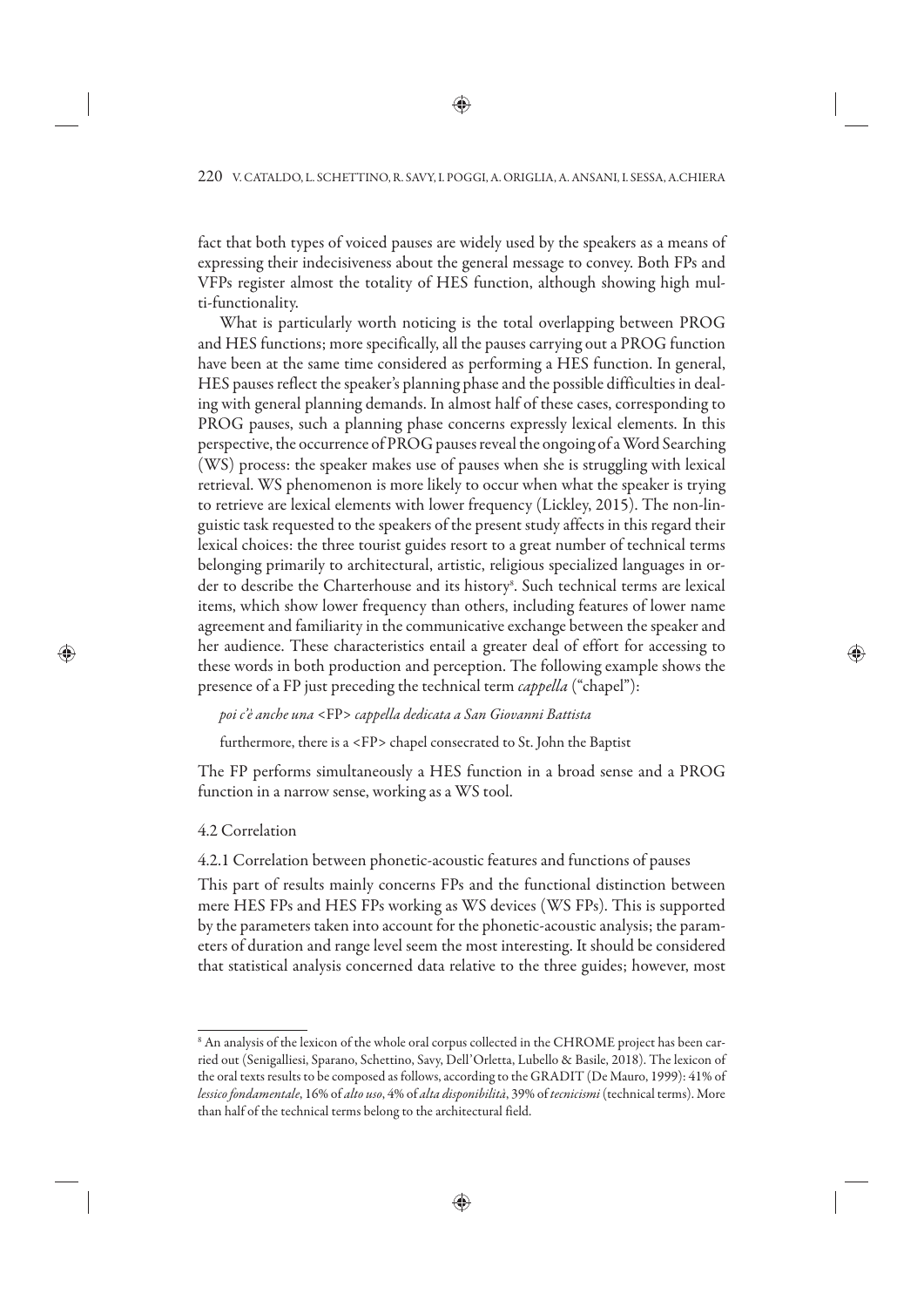fact that both types of voiced pauses are widely used by the speakers as a means of expressing their indecisiveness about the general message to convey. Both FPs and VFPs register almost the totality of HES function, although showing high multi-functionality.

What is particularly worth noticing is the total overlapping between PROG and HES functions; more specifically, all the pauses carrying out a PROG function have been at the same time considered as performing a HES function. In general, HES pauses reflect the speaker's planning phase and the possible difficulties in dealing with general planning demands. In almost half of these cases, corresponding to PROG pauses, such a planning phase concerns expressly lexical elements. In this perspective, the occurrence of PROG pauses reveal the ongoing of a Word Searching (WS) process: the speaker makes use of pauses when she is struggling with lexical retrieval. WS phenomenon is more likely to occur when what the speaker is trying to retrieve are lexical elements with lower frequency (Lickley, 2015). The non-linguistic task requested to the speakers of the present study affects in this regard their lexical choices: the three tourist guides resort to a great number of technical terms belonging primarily to architectural, artistic, religious specialized languages in order to describe the Charterhouse and its history[8]. Such technical terms are lexical items, which show lower frequency than others, including features of lower name agreement and familiarity in the communicative exchange between the speaker and her audience. These characteristics entail a greater deal of effort for accessing to these words in both production and perception. The following example shows the presence of a FP just preceding the technical term *cappella* ("chapel"):

> *poi c'è anche una* <FP> *cappella dedicata a San Giovanni Battista*
>
> furthermore, there is a <FP> chapel consecrated to St. John the Baptist

The FP performs simultaneously a HES function in a broad sense and a PROG function in a narrow sense, working as a WS tool.

### 4.2 Correlation

#### 4.2.1 Correlation between phonetic-acoustic features and functions of pauses

This part of results mainly concerns FPs and the functional distinction between mere HES FPs and HES FPs working as WS devices (WS FPs). This is supported by the parameters taken into account for the phonetic-acoustic analysis; the parameters of duration and range level seem the most interesting. It should be considered that statistical analysis concerned data relative to the three guides; however, most

---

[8] An analysis of the lexicon of the whole oral corpus collected in the CHROME project has been carried out (Senigalliesi, Sparano, Schettino, Savy, Dell'Orletta, Lubello & Basile, 2018). The lexicon of the oral texts results to be composed as follows, according to the GRADIT (De Mauro, 1999): 41% of *lessico fondamentale*, 16% of *alto uso*, 4% of *alta disponibilità*, 39% of *tecnicismi* (technical terms). More than half of the technical terms belong to the architectural field.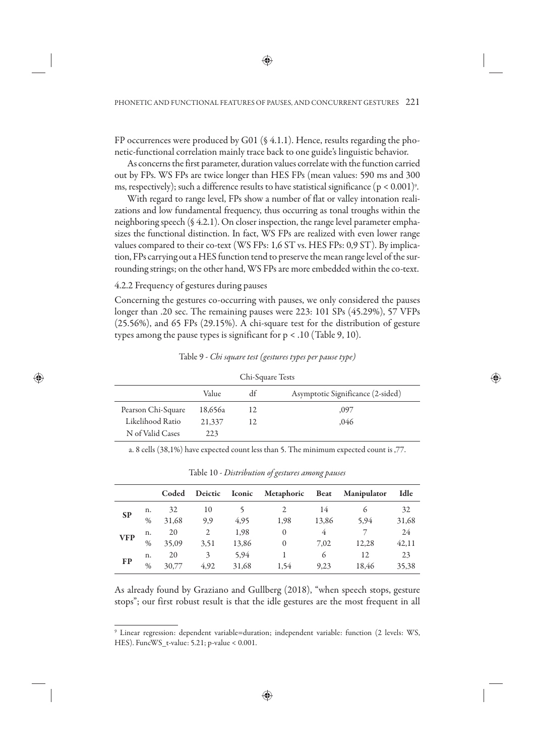FP occurrences were produced by G01 (§ 4.1.1). Hence, results regarding the phonetic-functional correlation mainly trace back to one guide's linguistic behavior.

As concerns the first parameter, duration values correlate with the function carried out by FPs. WS FPs are twice longer than HES FPs (mean values: 590 ms and 300 ms, respectively); such a difference results to have statistical significance ($p < 0.001$)[9].

With regard to range level, FPs show a number of flat or valley intonation realizations and low fundamental frequency, thus occurring as tonal troughs within the neighboring speech (§ 4.2.1). On closer inspection, the range level parameter emphasizes the functional distinction. In fact, WS FPs are realized with even lower range values compared to their co-text (WS FPs: 1,6 ST vs. HES FPs: 0,9 ST). By implication, FPs carrying out a HES function tend to preserve the mean range level of the surrounding strings; on the other hand, WS FPs are more embedded within the co-text.

### 4.2.2 Frequency of gestures during pauses

Concerning the gestures co-occurring with pauses, we only considered the pauses longer than .20 sec. The remaining pauses were 223: 101 SPs (45.29%), 57 VFPs (25.56%), and 65 FPs (29.15%). A chi-square test for the distribution of gesture types among the pause types is significant for $p < .10$ (Table 9, 10).

Table 9 - *Chi square test (gestures types per pause type)*

| Chi-Square Tests | | | |
|---|---|---|---|
| | Value | df | Asymptotic Significance (2-sided) |
| Pearson Chi-Square | 18,656a | 12 | ,097 |
| Likelihood Ratio | 21,337 | 12 | ,046 |
| N of Valid Cases | 223 | | |

a. 8 cells (38,1%) have expected count less than 5. The minimum expected count is ,77.

Table 10 - *Distribution of gestures among pauses*

| | | **Coded** | **Deictic** | **Iconic** | **Metaphoric** | **Beat** | **Manipulator** | **Idle** |
|---|---|---|---|---|---|---|---|---|
| **SP** | n. | 32 | 10 | 5 | 2 | 14 | 6 | 32 |
| | % | 31,68 | 9,9 | 4,95 | 1,98 | 13,86 | 5,94 | 31,68 |
| **VFP** | n. | 20 | 2 | 1,98 | 0 | 4 | 7 | 24 |
| | % | 35,09 | 3,51 | 13,86 | 0 | 7,02 | 12,28 | 42,11 |
| **FP** | n. | 20 | 3 | 5,94 | 1 | 6 | 12 | 23 |
| | % | 30,77 | 4,92 | 31,68 | 1,54 | 9,23 | 18,46 | 35,38 |

As already found by Graziano and Gullberg (2018), "when speech stops, gesture stops"; our first robust result is that the idle gestures are the most frequent in all

[9] Linear regression: dependent variable=duration; independent variable: function (2 levels: WS, HES). FuncWS_t-value: 5.21; p-value < 0.001.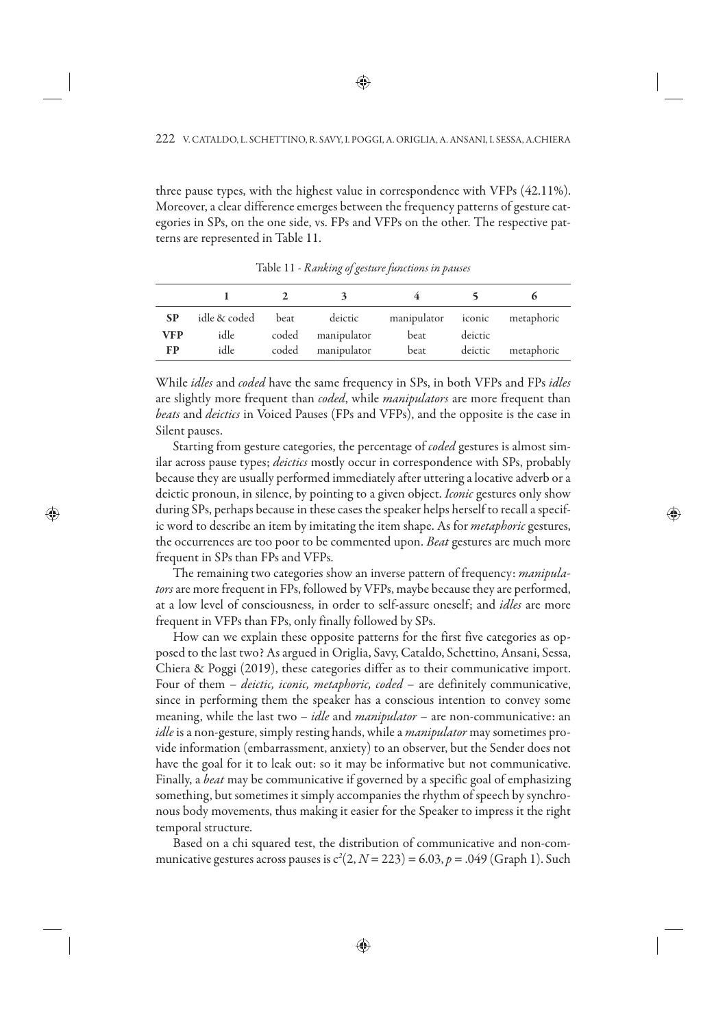three pause types, with the highest value in correspondence with VFPs (42.11%). Moreover, a clear difference emerges between the frequency patterns of gesture categories in SPs, on the one side, vs. FPs and VFPs on the other. The respective patterns are represented in Table 11.

Table 11 - *Ranking of gesture functions in pauses*

| | **1** | **2** | **3** | **4** | **5** | **6** |
|---|---|---|---|---|---|---|
| **SP** | idle & coded | beat | deictic | manipulator | iconic | metaphoric |
| **VFP** | idle | coded | manipulator | beat | deictic | |
| **FP** | idle | coded | manipulator | beat | deictic | metaphoric |

While *idles* and *coded* have the same frequency in SPs, in both VFPs and FPs *idles* are slightly more frequent than *coded*, while *manipulators* are more frequent than *beats* and *deictics* in Voiced Pauses (FPs and VFPs), and the opposite is the case in Silent pauses.

Starting from gesture categories, the percentage of *coded* gestures is almost similar across pause types; *deictics* mostly occur in correspondence with SPs, probably because they are usually performed immediately after uttering a locative adverb or a deictic pronoun, in silence, by pointing to a given object. *Iconic* gestures only show during SPs, perhaps because in these cases the speaker helps herself to recall a specific word to describe an item by imitating the item shape. As for *metaphoric* gestures, the occurrences are too poor to be commented upon. *Beat* gestures are much more frequent in SPs than FPs and VFPs.

The remaining two categories show an inverse pattern of frequency: *manipulators* are more frequent in FPs, followed by VFPs, maybe because they are performed, at a low level of consciousness, in order to self-assure oneself; and *idles* are more frequent in VFPs than FPs, only finally followed by SPs.

How can we explain these opposite patterns for the first five categories as opposed to the last two? As argued in Origlia, Savy, Cataldo, Schettino, Ansani, Sessa, Chiera & Poggi (2019), these categories differ as to their communicative import. Four of them – *deictic, iconic, metaphoric, coded* – are definitely communicative, since in performing them the speaker has a conscious intention to convey some meaning, while the last two – *idle* and *manipulator* – are non-communicative: an *idle* is a non-gesture, simply resting hands, while a *manipulator* may sometimes provide information (embarrassment, anxiety) to an observer, but the Sender does not have the goal for it to leak out: so it may be informative but not communicative. Finally, a *beat* may be communicative if governed by a specific goal of emphasizing something, but sometimes it simply accompanies the rhythm of speech by synchronous body movements, thus making it easier for the Speaker to impress it the right temporal structure.

Based on a chi squared test, the distribution of communicative and non-communicative gestures across pauses is $c^2(2, N = 223) = 6.03, p = .049$ (Graph 1). Such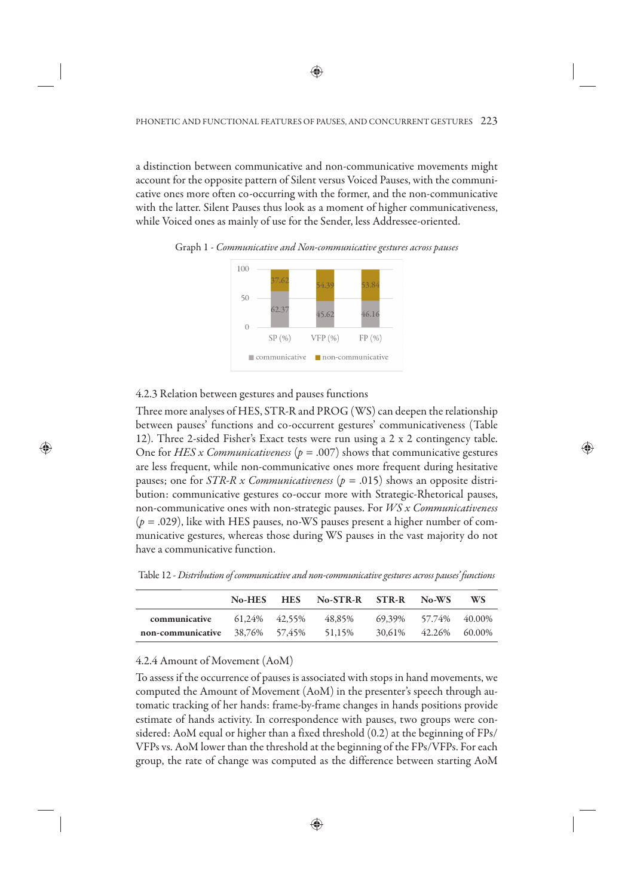a distinction between communicative and non-communicative movements might account for the opposite pattern of Silent versus Voiced Pauses, with the communicative ones more often co-occurring with the former, and the non-communicative with the latter. Silent Pauses thus look as a moment of higher communicativeness, while Voiced ones as mainly of use for the Sender, less Addressee-oriented.

Graph 1 - *Communicative and Non-communicative gestures across pauses*

|  | SP (%) | VFP (%) | FP (%) |
|---|---|---|---|
| communicative | 62.37 | 45.62 | 46.16 |
| non-communicative | 37.62 | 54.39 | 53.84 |

### 4.2.3 Relation between gestures and pauses functions

Three more analyses of HES, STR-R and PROG (WS) can deepen the relationship between pauses' functions and co-occurrent gestures' communicativeness (Table 12). Three 2-sided Fisher's Exact tests were run using a 2 x 2 contingency table. One for *HES x Communicativeness* ($p$ = .007) shows that communicative gestures are less frequent, while non-communicative ones more frequent during hesitative pauses; one for *STR-R x Communicativeness* ($p$ = .015) shows an opposite distribution: communicative gestures co-occur more with Strategic-Rhetorical pauses, non-communicative ones with non-strategic pauses. For *WS x Communicativeness* ($p$ = .029), like with HES pauses, no-WS pauses present a higher number of communicative gestures, whereas those during WS pauses in the vast majority do not have a communicative function.

Table 12 - *Distribution of communicative and non-communicative gestures across pauses' functions*

|  | No-HES | HES | No-STR-R | STR-R | No-WS | WS |
|---|---|---|---|---|---|---|
| **communicative** | 61,24% | 42,55% | 48,85% | 69,39% | 57.74% | 40.00% |
| **non-communicative** | 38,76% | 57,45% | 51,15% | 30,61% | 42.26% | 60.00% |

### 4.2.4 Amount of Movement (AoM)

To assess if the occurrence of pauses is associated with stops in hand movements, we computed the Amount of Movement (AoM) in the presenter's speech through automatic tracking of her hands: frame-by-frame changes in hands positions provide estimate of hands activity. In correspondence with pauses, two groups were considered: AoM equal or higher than a fixed threshold (0.2) at the beginning of FPs/VFPs vs. AoM lower than the threshold at the beginning of the FPs/VFPs. For each group, the rate of change was computed as the difference between starting AoM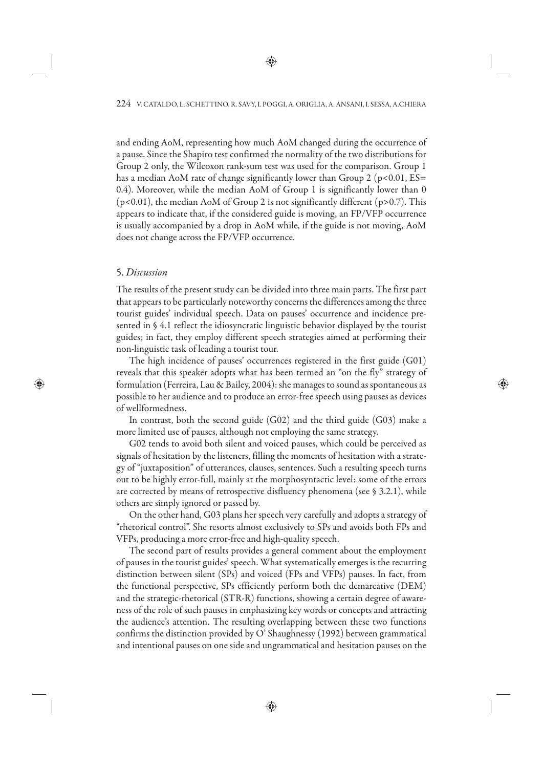and ending AoM, representing how much AoM changed during the occurrence of a pause. Since the Shapiro test confirmed the normality of the two distributions for Group 2 only, the Wilcoxon rank-sum test was used for the comparison. Group 1 has a median AoM rate of change significantly lower than Group 2 ($p<0.01$, ES= 0.4). Moreover, while the median AoM of Group 1 is significantly lower than 0 ($p<0.01$), the median AoM of Group 2 is not significantly different ($p>0.7$). This appears to indicate that, if the considered guide is moving, an FP/VFP occurrence is usually accompanied by a drop in AoM while, if the guide is not moving, AoM does not change across the FP/VFP occurrence.

## 5. *Discussion*

The results of the present study can be divided into three main parts. The first part that appears to be particularly noteworthy concerns the differences among the three tourist guides' individual speech. Data on pauses' occurrence and incidence presented in § 4.1 reflect the idiosyncratic linguistic behavior displayed by the tourist guides; in fact, they employ different speech strategies aimed at performing their non-linguistic task of leading a tourist tour.

The high incidence of pauses' occurrences registered in the first guide (G01) reveals that this speaker adopts what has been termed an "on the fly" strategy of formulation (Ferreira, Lau & Bailey, 2004): she manages to sound as spontaneous as possible to her audience and to produce an error-free speech using pauses as devices of wellformedness.

In contrast, both the second guide (G02) and the third guide (G03) make a more limited use of pauses, although not employing the same strategy.

G02 tends to avoid both silent and voiced pauses, which could be perceived as signals of hesitation by the listeners, filling the moments of hesitation with a strategy of "juxtaposition" of utterances, clauses, sentences. Such a resulting speech turns out to be highly error-full, mainly at the morphosyntactic level: some of the errors are corrected by means of retrospective disfluency phenomena (see § 3.2.1), while others are simply ignored or passed by.

On the other hand, G03 plans her speech very carefully and adopts a strategy of "rhetorical control". She resorts almost exclusively to SPs and avoids both FPs and VFPs, producing a more error-free and high-quality speech.

The second part of results provides a general comment about the employment of pauses in the tourist guides' speech. What systematically emerges is the recurring distinction between silent (SPs) and voiced (FPs and VFPs) pauses. In fact, from the functional perspective, SPs efficiently perform both the demarcative (DEM) and the strategic-rhetorical (STR-R) functions, showing a certain degree of awareness of the role of such pauses in emphasizing key words or concepts and attracting the audience's attention. The resulting overlapping between these two functions confirms the distinction provided by O' Shaughnessy (1992) between grammatical and intentional pauses on one side and ungrammatical and hesitation pauses on the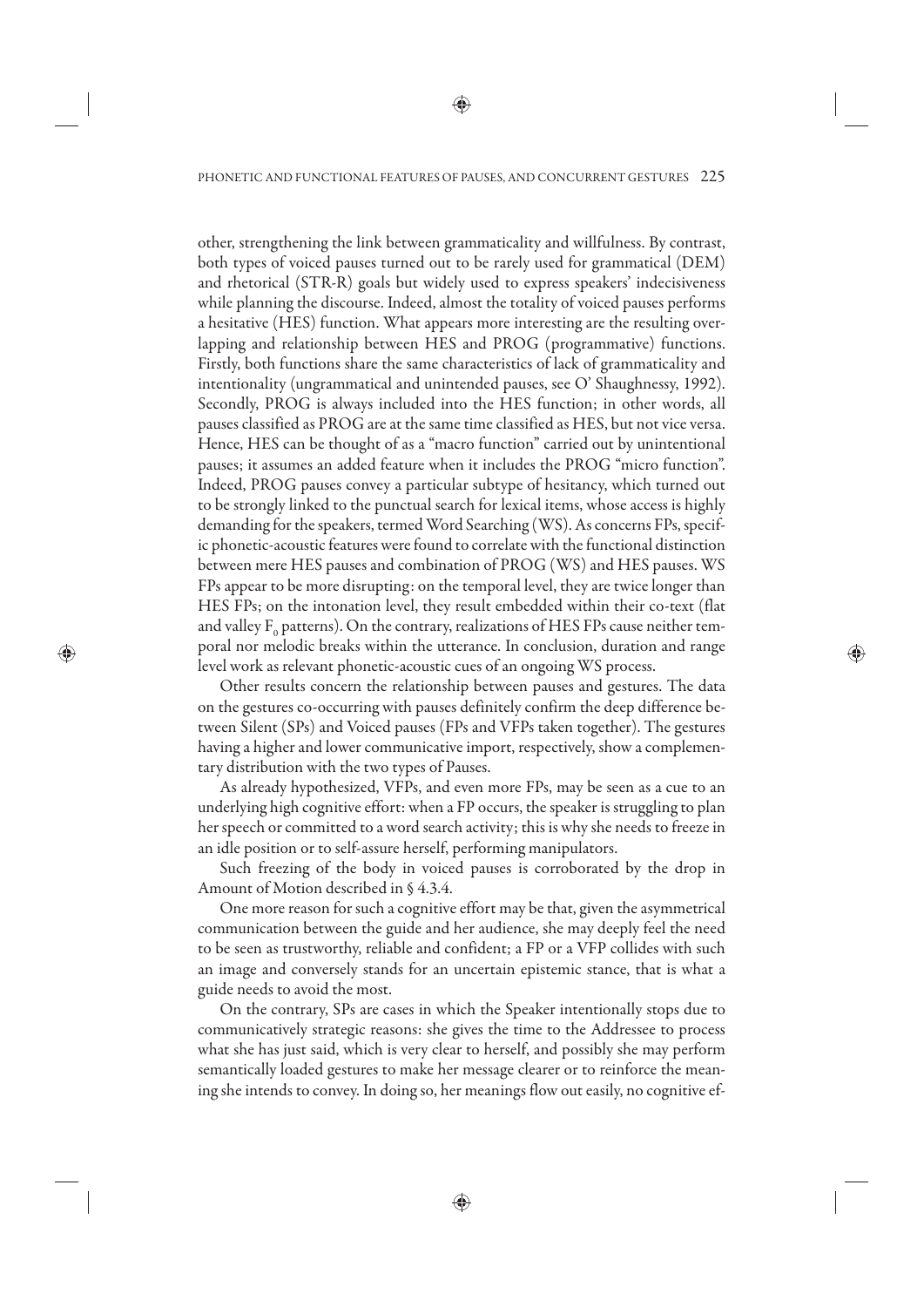other, strengthening the link between grammaticality and willfulness. By contrast, both types of voiced pauses turned out to be rarely used for grammatical (DEM) and rhetorical (STR-R) goals but widely used to express speakers' indecisiveness while planning the discourse. Indeed, almost the totality of voiced pauses performs a hesitative (HES) function. What appears more interesting are the resulting overlapping and relationship between HES and PROG (programmative) functions. Firstly, both functions share the same characteristics of lack of grammaticality and intentionality (ungrammatical and unintended pauses, see O' Shaughnessy, 1992). Secondly, PROG is always included into the HES function; in other words, all pauses classified as PROG are at the same time classified as HES, but not vice versa. Hence, HES can be thought of as a "macro function" carried out by unintentional pauses; it assumes an added feature when it includes the PROG "micro function". Indeed, PROG pauses convey a particular subtype of hesitancy, which turned out to be strongly linked to the punctual search for lexical items, whose access is highly demanding for the speakers, termed Word Searching (WS). As concerns FPs, specific phonetic-acoustic features were found to correlate with the functional distinction between mere HES pauses and combination of PROG (WS) and HES pauses. WS FPs appear to be more disrupting: on the temporal level, they are twice longer than HES FPs; on the intonation level, they result embedded within their co-text (flat and valley $F_0$ patterns). On the contrary, realizations of HES FPs cause neither temporal nor melodic breaks within the utterance. In conclusion, duration and range level work as relevant phonetic-acoustic cues of an ongoing WS process.

Other results concern the relationship between pauses and gestures. The data on the gestures co-occurring with pauses definitely confirm the deep difference between Silent (SPs) and Voiced pauses (FPs and VFPs taken together). The gestures having a higher and lower communicative import, respectively, show a complementary distribution with the two types of Pauses.

As already hypothesized, VFPs, and even more FPs, may be seen as a cue to an underlying high cognitive effort: when a FP occurs, the speaker is struggling to plan her speech or committed to a word search activity; this is why she needs to freeze in an idle position or to self-assure herself, performing manipulators.

Such freezing of the body in voiced pauses is corroborated by the drop in Amount of Motion described in § 4.3.4.

One more reason for such a cognitive effort may be that, given the asymmetrical communication between the guide and her audience, she may deeply feel the need to be seen as trustworthy, reliable and confident; a FP or a VFP collides with such an image and conversely stands for an uncertain epistemic stance, that is what a guide needs to avoid the most.

On the contrary, SPs are cases in which the Speaker intentionally stops due to communicatively strategic reasons: she gives the time to the Addressee to process what she has just said, which is very clear to herself, and possibly she may perform semantically loaded gestures to make her message clearer or to reinforce the meaning she intends to convey. In doing so, her meanings flow out easily, no cognitive ef-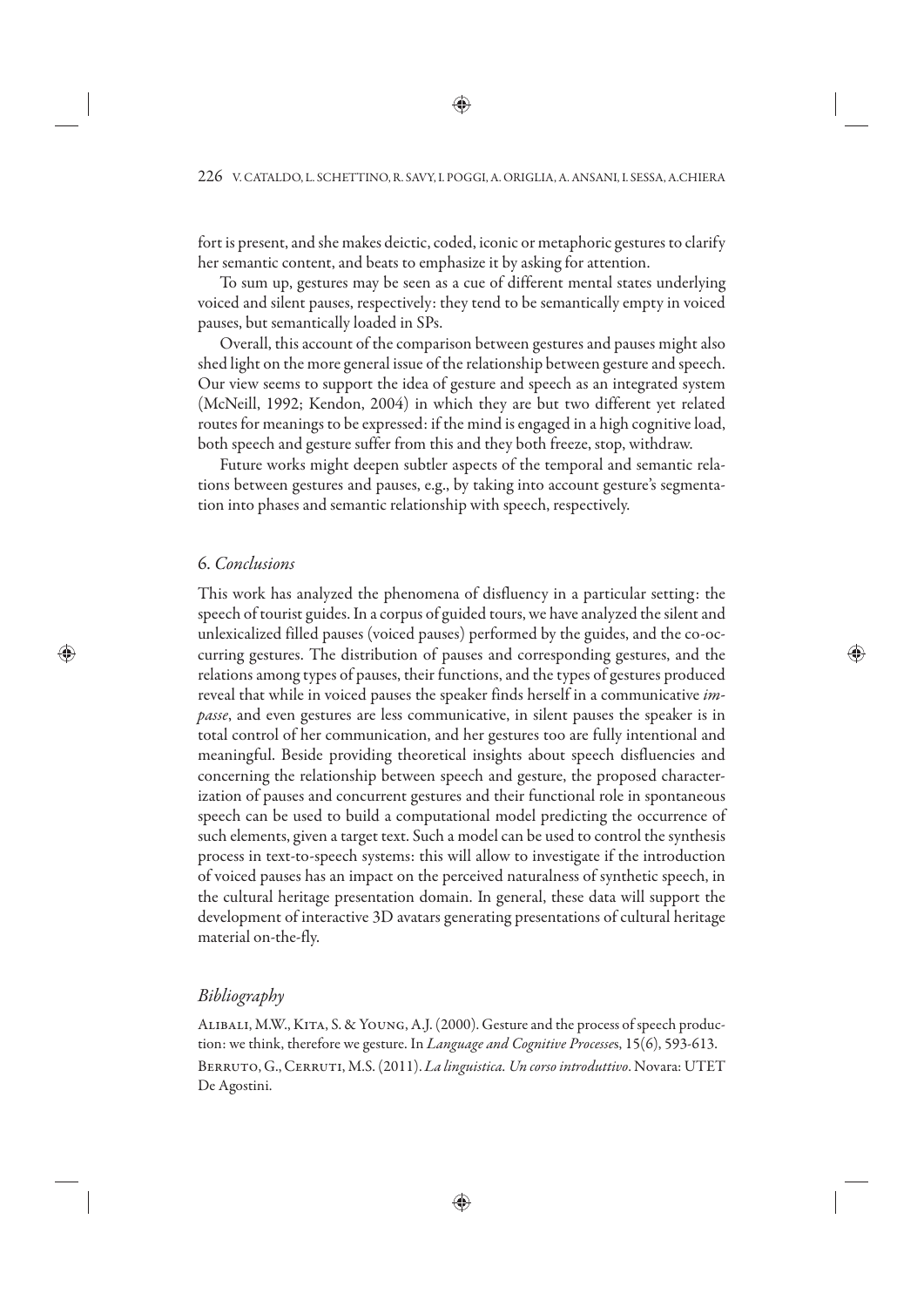fort is present, and she makes deictic, coded, iconic or metaphoric gestures to clarify her semantic content, and beats to emphasize it by asking for attention.

To sum up, gestures may be seen as a cue of different mental states underlying voiced and silent pauses, respectively: they tend to be semantically empty in voiced pauses, but semantically loaded in SPs.

Overall, this account of the comparison between gestures and pauses might also shed light on the more general issue of the relationship between gesture and speech. Our view seems to support the idea of gesture and speech as an integrated system (McNeill, 1992; Kendon, 2004) in which they are but two different yet related routes for meanings to be expressed: if the mind is engaged in a high cognitive load, both speech and gesture suffer from this and they both freeze, stop, withdraw.

Future works might deepen subtler aspects of the temporal and semantic relations between gestures and pauses, e.g., by taking into account gesture's segmentation into phases and semantic relationship with speech, respectively.

## 6. *Conclusions*

This work has analyzed the phenomena of disfluency in a particular setting: the speech of tourist guides. In a corpus of guided tours, we have analyzed the silent and unlexicalized filled pauses (voiced pauses) performed by the guides, and the co-occurring gestures. The distribution of pauses and corresponding gestures, and the relations among types of pauses, their functions, and the types of gestures produced reveal that while in voiced pauses the speaker finds herself in a communicative *impasse*, and even gestures are less communicative, in silent pauses the speaker is in total control of her communication, and her gestures too are fully intentional and meaningful. Beside providing theoretical insights about speech disfluencies and concerning the relationship between speech and gesture, the proposed characterization of pauses and concurrent gestures and their functional role in spontaneous speech can be used to build a computational model predicting the occurrence of such elements, given a target text. Such a model can be used to control the synthesis process in text-to-speech systems: this will allow to investigate if the introduction of voiced pauses has an impact on the perceived naturalness of synthetic speech, in the cultural heritage presentation domain. In general, these data will support the development of interactive 3D avatars generating presentations of cultural heritage material on-the-fly.

## *Bibliography*

Alibali, M.W., Kita, S. & Young, A.J. (2000). Gesture and the process of speech production: we think, therefore we gesture. In *Language and Cognitive Processes*, 15(6), 593-613.

Berruto, G., Cerruti, M.S. (2011). *La linguistica. Un corso introduttivo*. Novara: UTET De Agostini.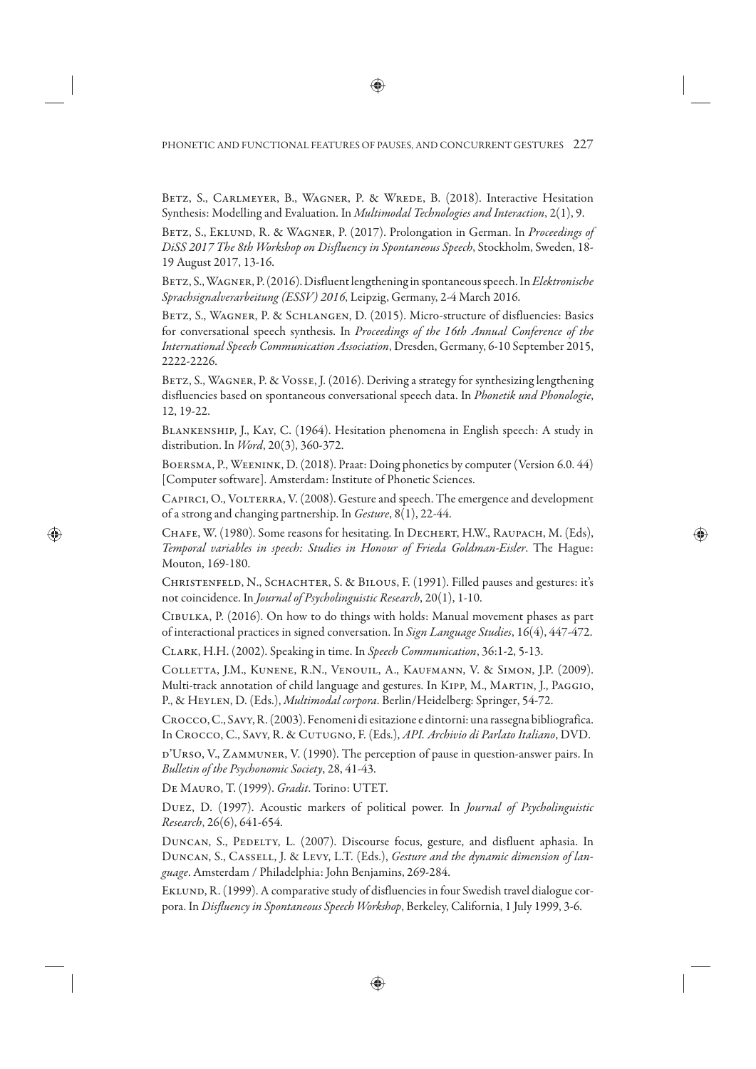Betz, S., Carlmeyer, B., Wagner, P. & Wrede, B. (2018). Interactive Hesitation Synthesis: Modelling and Evaluation. In *Multimodal Technologies and Interaction*, 2(1), 9.

Betz, S., Eklund, R. & Wagner, P. (2017). Prolongation in German. In *Proceedings of DiSS 2017 The 8th Workshop on Disfluency in Spontaneous Speech*, Stockholm, Sweden, 18-19 August 2017, 13-16.

Betz, S., Wagner, P. (2016). Disfluent lengthening in spontaneous speech. In *Elektronische Sprachsignalverarbeitung (ESSV) 2016*, Leipzig, Germany, 2-4 March 2016.

Betz, S., Wagner, P. & Schlangen, D. (2015). Micro-structure of disfluencies: Basics for conversational speech synthesis. In *Proceedings of the 16th Annual Conference of the International Speech Communication Association*, Dresden, Germany, 6-10 September 2015, 2222-2226.

Betz, S., Wagner, P. & Vosse, J. (2016). Deriving a strategy for synthesizing lengthening disfluencies based on spontaneous conversational speech data. In *Phonetik und Phonologie*, 12, 19-22.

Blankenship, J., Kay, C. (1964). Hesitation phenomena in English speech: A study in distribution. In *Word*, 20(3), 360-372.

Boersma, P., Weenink, D. (2018). Praat: Doing phonetics by computer (Version 6.0. 44) [Computer software]. Amsterdam: Institute of Phonetic Sciences.

Capirci, O., Volterra, V. (2008). Gesture and speech. The emergence and development of a strong and changing partnership. In *Gesture*, 8(1), 22-44.

Chafe, W. (1980). Some reasons for hesitating. In Dechert, H.W., Raupach, M. (Eds), *Temporal variables in speech: Studies in Honour of Frieda Goldman-Eisler*. The Hague: Mouton, 169-180.

Christenfeld, N., Schachter, S. & Bilous, F. (1991). Filled pauses and gestures: it's not coincidence. In *Journal of Psycholinguistic Research*, 20(1), 1-10.

Cibulka, P. (2016). On how to do things with holds: Manual movement phases as part of interactional practices in signed conversation. In *Sign Language Studies*, 16(4), 447-472.

Clark, H.H. (2002). Speaking in time. In *Speech Communication*, 36:1-2, 5-13.

Colletta, J.M., Kunene, R.N., Venouil, A., Kaufmann, V. & Simon, J.P. (2009). Multi-track annotation of child language and gestures. In Kipp, M., Martin, J., Paggio, P., & Heylen, D. (Eds.), *Multimodal corpora*. Berlin/Heidelberg: Springer, 54-72.

Crocco, C., Savy, R. (2003). Fenomeni di esitazione e dintorni: una rassegna bibliografica. In Crocco, C., Savy, R. & Cutugno, F. (Eds.), *API. Archivio di Parlato Italiano*, DVD.

d'Urso, V., Zammuner, V. (1990). The perception of pause in question-answer pairs. In *Bulletin of the Psychonomic Society*, 28, 41-43.

De Mauro, T. (1999). *Gradit*. Torino: UTET.

Duez, D. (1997). Acoustic markers of political power. In *Journal of Psycholinguistic Research*, 26(6), 641-654.

Duncan, S., Pedelty, L. (2007). Discourse focus, gesture, and disfluent aphasia. In Duncan, S., Cassell, J. & Levy, L.T. (Eds.), *Gesture and the dynamic dimension of language*. Amsterdam / Philadelphia: John Benjamins, 269-284.

Eklund, R. (1999). A comparative study of disfluencies in four Swedish travel dialogue corpora. In *Disfluency in Spontaneous Speech Workshop*, Berkeley, California, 1 July 1999, 3-6.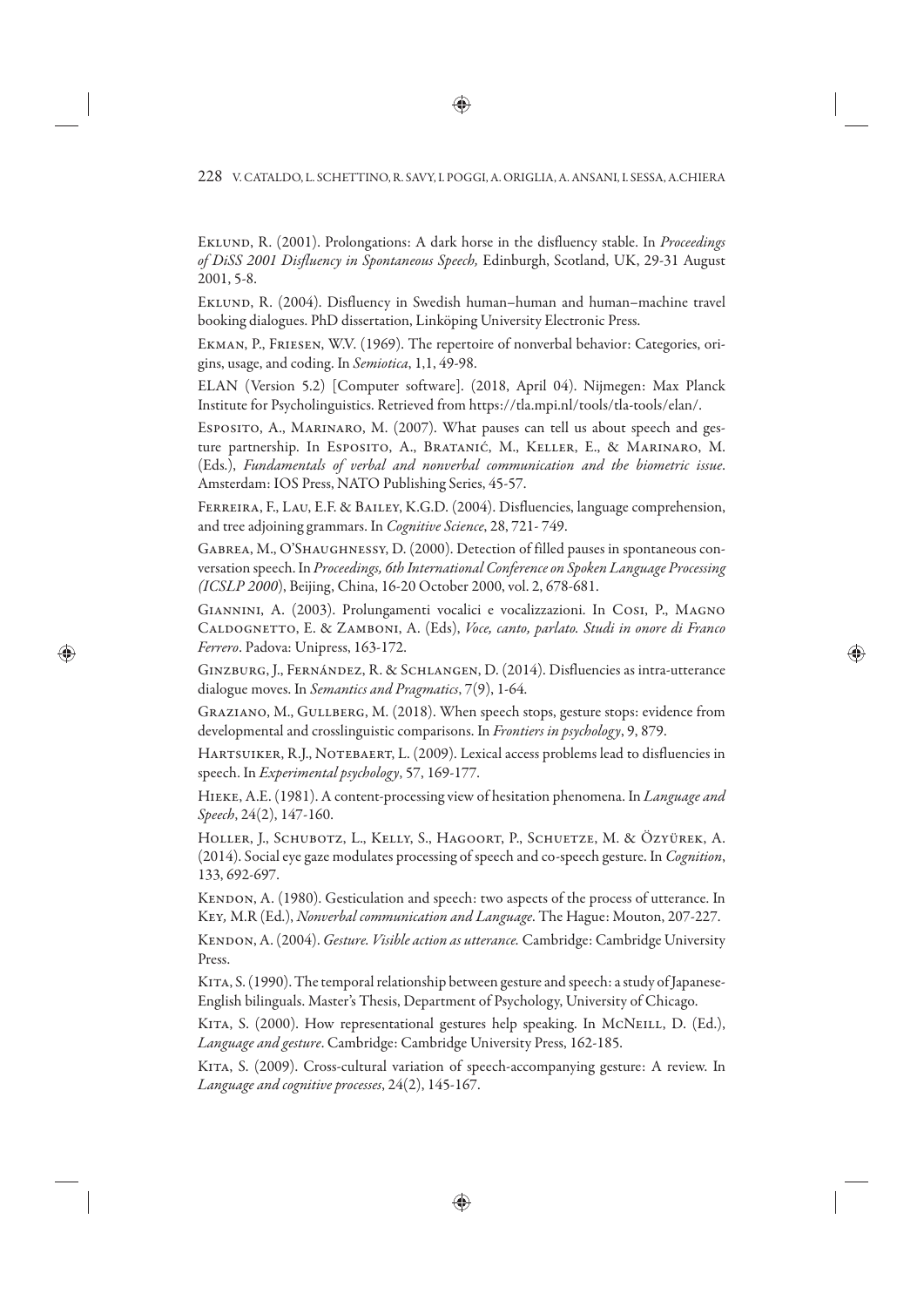Eklund, R. (2001). Prolongations: A dark horse in the disfluency stable. In *Proceedings of DiSS 2001 Disfluency in Spontaneous Speech,* Edinburgh, Scotland, UK, 29-31 August 2001, 5-8.

Eklund, R. (2004). Disfluency in Swedish human–human and human–machine travel booking dialogues. PhD dissertation, Linköping University Electronic Press.

Ekman, P., Friesen, W.V. (1969). The repertoire of nonverbal behavior: Categories, origins, usage, and coding. In *Semiotica*, 1,1, 49-98.

ELAN (Version 5.2) [Computer software]. (2018, April 04). Nijmegen: Max Planck Institute for Psycholinguistics. Retrieved from https://tla.mpi.nl/tools/tla-tools/elan/.

Esposito, A., Marinaro, M. (2007). What pauses can tell us about speech and gesture partnership. In Esposito, A., Bratanić, M., Keller, E., & Marinaro, M. (Eds.), *Fundamentals of verbal and nonverbal communication and the biometric issue*. Amsterdam: IOS Press, NATO Publishing Series, 45-57.

Ferreira, F., Lau, E.F. & Bailey, K.G.D. (2004). Disfluencies, language comprehension, and tree adjoining grammars. In *Cognitive Science*, 28, 721- 749.

Gabrea, M., O'Shaughnessy, D. (2000). Detection of filled pauses in spontaneous conversation speech. In *Proceedings, 6th International Conference on Spoken Language Processing (ICSLP 2000*), Beijing, China, 16-20 October 2000, vol. 2, 678-681.

Giannini, A. (2003). Prolungamenti vocalici e vocalizzazioni. In Cosi, P., Magno Caldognetto, E. & Zamboni, A. (Eds), *Voce, canto, parlato. Studi in onore di Franco Ferrero*. Padova: Unipress, 163-172.

Ginzburg, J., Fernández, R. & Schlangen, D. (2014). Disfluencies as intra-utterance dialogue moves. In *Semantics and Pragmatics*, 7(9), 1-64.

Graziano, M., Gullberg, M. (2018). When speech stops, gesture stops: evidence from developmental and crosslinguistic comparisons. In *Frontiers in psychology*, 9, 879.

Hartsuiker, R.J., Notebaert, L. (2009). Lexical access problems lead to disfluencies in speech. In *Experimental psychology*, 57, 169-177.

Hieke, A.E. (1981). A content-processing view of hesitation phenomena. In *Language and Speech*, 24(2), 147-160.

Holler, J., Schubotz, L., Kelly, S., Hagoort, P., Schuetze, M. & Özyürek, A. (2014). Social eye gaze modulates processing of speech and co-speech gesture. In *Cognition*, 133, 692-697.

Kendon, A. (1980). Gesticulation and speech: two aspects of the process of utterance. In Key*,* M.R (Ed.), *Nonverbal communication and Language*. The Hague: Mouton, 207-227.

Kendon, A. (2004). *Gesture. Visible action as utterance.* Cambridge: Cambridge University Press.

Kita, S. (1990). The temporal relationship between gesture and speech: a study of Japanese-English bilinguals. Master's Thesis, Department of Psychology, University of Chicago.

Kita, S. (2000). How representational gestures help speaking. In McNeill, D. (Ed.), *Language and gesture*. Cambridge: Cambridge University Press, 162-185.

Kita, S. (2009). Cross-cultural variation of speech-accompanying gesture: A review. In *Language and cognitive processes*, 24(2), 145-167.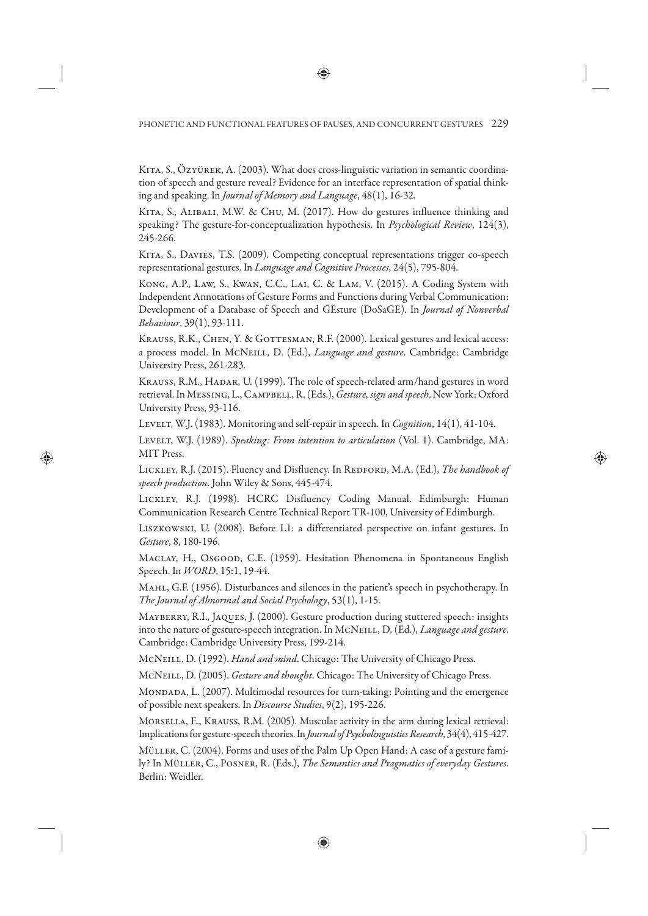Kita, S., Özyürek, A. (2003). What does cross-linguistic variation in semantic coordination of speech and gesture reveal? Evidence for an interface representation of spatial thinking and speaking. In *Journal of Memory and Language*, 48(1), 16-32.

Kita, S., Alibali, M.W. & Chu, M. (2017). How do gestures influence thinking and speaking? The gesture-for-conceptualization hypothesis. In *Psychological Review*, 124(3), 245-266.

Kita, S., Davies, T.S. (2009). Competing conceptual representations trigger co-speech representational gestures. In *Language and Cognitive Processes*, 24(5), 795-804.

Kong, A.P., Law, S., Kwan, C.C., Lai, C. & Lam, V. (2015). A Coding System with Independent Annotations of Gesture Forms and Functions during Verbal Communication: Development of a Database of Speech and GEsture (DoSaGE). In *Journal of Nonverbal Behaviour*, 39(1), 93-111.

Krauss, R.K., Chen, Y. & Gottesman, R.F. (2000). Lexical gestures and lexical access: a process model. In McNeill, D. (Ed.), *Language and gesture*. Cambridge: Cambridge University Press, 261-283.

Krauss, R.M., Hadar, U. (1999). The role of speech-related arm/hand gestures in word retrieval. In Messing, L., Campbell, R. (Eds.), *Gesture, sign and speech*. New York: Oxford University Press, 93-116.

Levelt, W.J. (1983). Monitoring and self-repair in speech. In *Cognition*, 14(1), 41-104.

Levelt, W.J. (1989). *Speaking: From intention to articulation* (Vol. 1). Cambridge, MA: MIT Press.

Lickley, R.J. (2015). Fluency and Disfluency. In Redford, M.A. (Ed.), *The handbook of speech production*. John Wiley & Sons, 445-474.

Lickley, R.J. (1998). HCRC Disfluency Coding Manual. Edimburgh: Human Communication Research Centre Technical Report TR-100, University of Edimburgh.

Liszkowski, U. (2008). Before L1: a differentiated perspective on infant gestures. In *Gesture*, 8, 180-196.

Maclay, H., Osgood, C.E. (1959). Hesitation Phenomena in Spontaneous English Speech. In *WORD*, 15:1, 19-44.

Mahl, G.F. (1956). Disturbances and silences in the patient's speech in psychotherapy. In *The Journal of Abnormal and Social Psychology*, 53(1), 1-15.

Mayberry, R.I., Jaques, J. (2000). Gesture production during stuttered speech: insights into the nature of gesture-speech integration. In McNeill, D. (Ed.), *Language and gesture*. Cambridge: Cambridge University Press, 199-214.

McNeill, D. (1992). *Hand and mind*. Chicago: The University of Chicago Press.

McNeill, D. (2005). *Gesture and thought*. Chicago: The University of Chicago Press.

Mondada, L. (2007). Multimodal resources for turn-taking: Pointing and the emergence of possible next speakers. In *Discourse Studies*, 9(2), 195-226.

Morsella, E., Krauss, R.M. (2005). Muscular activity in the arm during lexical retrieval: Implications for gesture-speech theories. In *Journal of Psycholinguistics Research*, 34(4), 415-427.

Müller, C. (2004). Forms and uses of the Palm Up Open Hand: A case of a gesture family? In Müller, C., Posner, R. (Eds.), *The Semantics and Pragmatics of everyday Gestures*. Berlin: Weidler.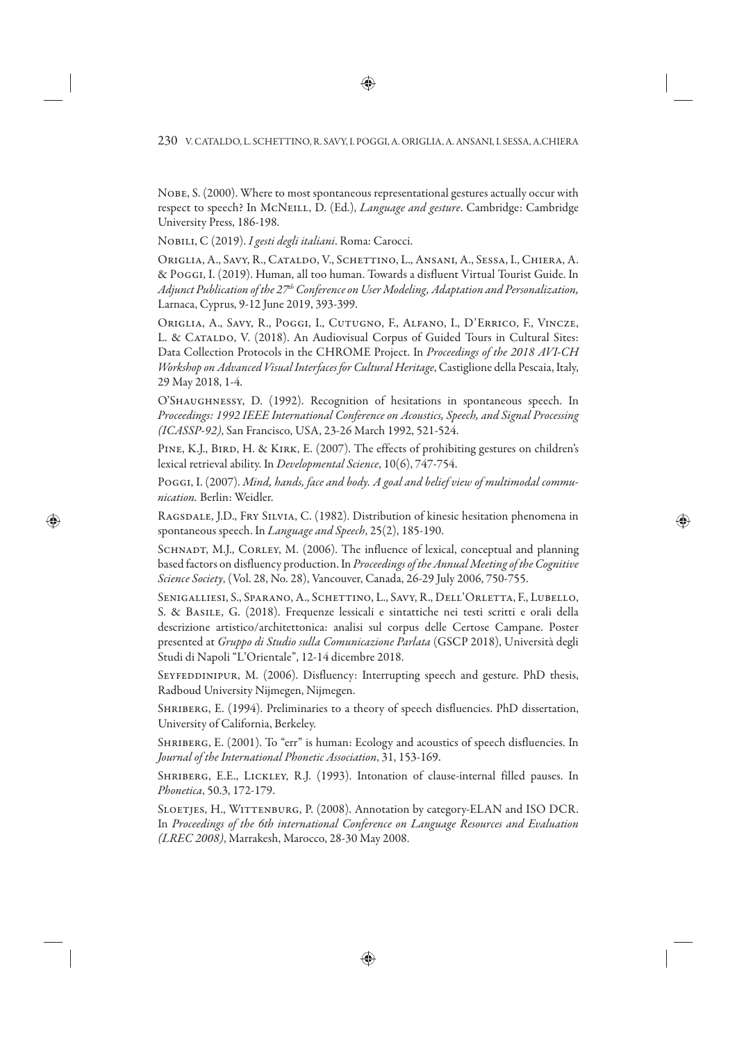Nobe, S. (2000). Where to most spontaneous representational gestures actually occur with respect to speech? In McNeill, D. (Ed.), *Language and gesture*. Cambridge: Cambridge University Press, 186-198.

Nobili, C (2019). *I gesti degli italiani*. Roma: Carocci.

Origlia, A., Savy, R., Cataldo, V., Schettino, L., Ansani, A., Sessa, I., Chiera, A. & Poggi, I. (2019). Human, all too human. Towards a disfluent Virtual Tourist Guide. In *Adjunct Publication of the 27th Conference on User Modeling, Adaptation and Personalization,* Larnaca, Cyprus, 9-12 June 2019, 393-399.

Origlia, A., Savy, R., Poggi, I., Cutugno, F., Alfano, I., D'Errico, F., Vincze, L. & Cataldo, V. (2018). An Audiovisual Corpus of Guided Tours in Cultural Sites: Data Collection Protocols in the CHROME Project. In *Proceedings of the 2018 AVI-CH Workshop on Advanced Visual Interfaces for Cultural Heritage*, Castiglione della Pescaia, Italy, 29 May 2018, 1-4.

O'Shaughnessy, D. (1992). Recognition of hesitations in spontaneous speech. In *Proceedings: 1992 IEEE International Conference on Acoustics, Speech, and Signal Processing (ICASSP-92)*, San Francisco, USA, 23-26 March 1992, 521-524.

Pine, K.J., Bird, H. & Kirk, E. (2007). The effects of prohibiting gestures on children's lexical retrieval ability. In *Developmental Science*, 10(6), 747-754.

Poggi, I. (2007). *Mind, hands, face and body. A goal and belief view of multimodal communication.* Berlin: Weidler.

Ragsdale, J.D., Fry Silvia, C. (1982). Distribution of kinesic hesitation phenomena in spontaneous speech. In *Language and Speech*, 25(2), 185-190.

Schnadt, M.J., Corley, M. (2006). The influence of lexical, conceptual and planning based factors on disfluency production. In *Proceedings of the Annual Meeting of the Cognitive Science Society*, (Vol. 28, No. 28), Vancouver, Canada, 26-29 July 2006, 750-755.

Senigalliesi, S., Sparano, A., Schettino, L., Savy, R., Dell'Orletta, F., Lubello, S. & Basile, G. (2018). Frequenze lessicali e sintattiche nei testi scritti e orali della descrizione artistico/architettonica: analisi sul corpus delle Certose Campane. Poster presented at *Gruppo di Studio sulla Comunicazione Parlata* (GSCP 2018), Università degli Studi di Napoli "L'Orientale", 12-14 dicembre 2018.

Seyfeddinipur, M. (2006). Disfluency: Interrupting speech and gesture. PhD thesis, Radboud University Nijmegen, Nijmegen.

Shriberg, E. (1994). Preliminaries to a theory of speech disfluencies. PhD dissertation, University of California, Berkeley.

Shriberg, E. (2001). To "err" is human: Ecology and acoustics of speech disfluencies. In *Journal of the International Phonetic Association*, 31, 153-169.

Shriberg, E.E., Lickley, R.J. (1993). Intonation of clause-internal filled pauses. In *Phonetica*, 50.3, 172-179.

Sloetjes, H., Wittenburg, P. (2008). Annotation by category-ELAN and ISO DCR. In *Proceedings of the 6th international Conference on Language Resources and Evaluation (LREC 2008)*, Marrakesh, Marocco, 28-30 May 2008.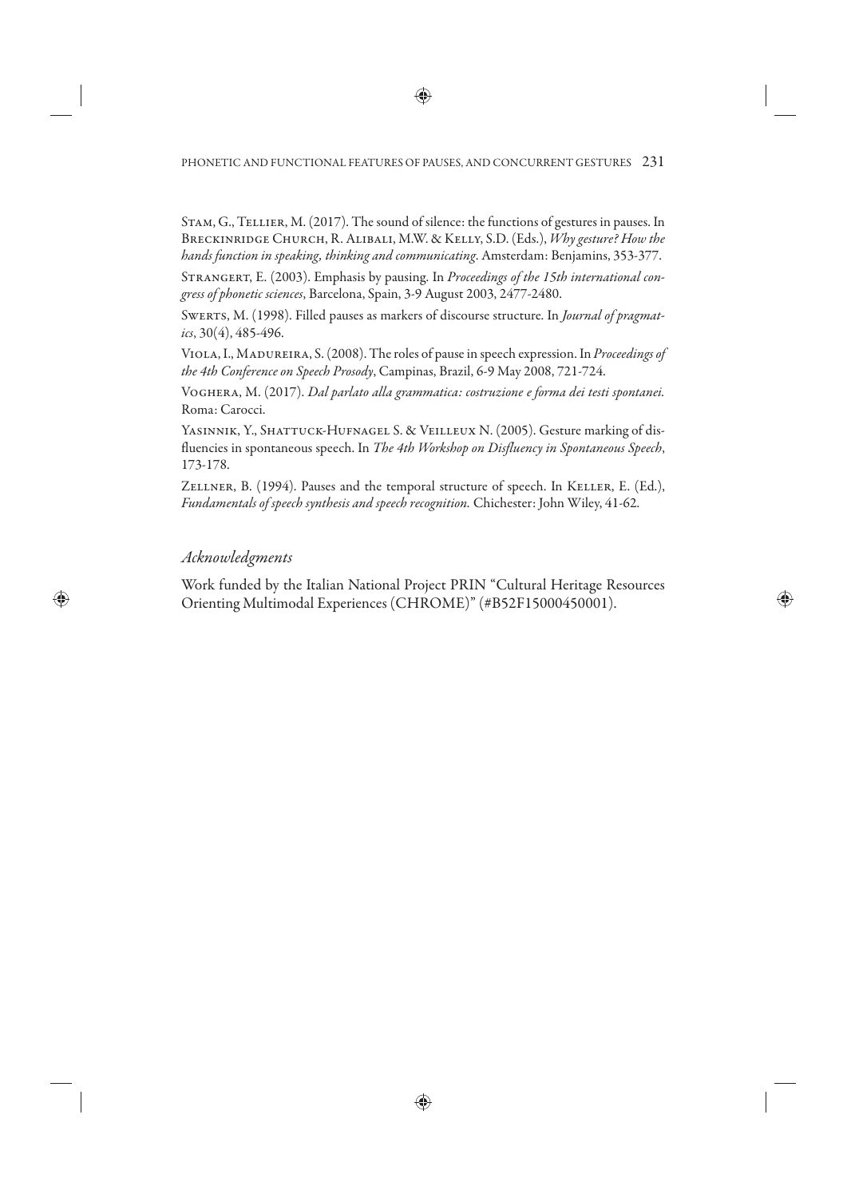Stam, G., Tellier, M. (2017). The sound of silence: the functions of gestures in pauses. In Breckinridge Church, R. Alibali, M.W. & Kelly, S.D. (Eds.), *Why gesture? How the hands function in speaking, thinking and communicating*. Amsterdam: Benjamins, 353-377.

Strangert, E. (2003). Emphasis by pausing. In *Proceedings of the 15th international congress of phonetic sciences*, Barcelona, Spain, 3-9 August 2003, 2477-2480.

Swerts, M. (1998). Filled pauses as markers of discourse structure. In *Journal of pragmatics*, 30(4), 485-496.

Viola, I., Madureira, S. (2008). The roles of pause in speech expression. In *Proceedings of the 4th Conference on Speech Prosody*, Campinas, Brazil, 6-9 May 2008, 721-724.

Voghera, M. (2017). *Dal parlato alla grammatica: costruzione e forma dei testi spontanei.* Roma: Carocci.

Yasinnik, Y., Shattuck-Hufnagel S. & Veilleux N. (2005). Gesture marking of disfluencies in spontaneous speech. In *The 4th Workshop on Disfluency in Spontaneous Speech*, 173-178.

Zellner, B. (1994). Pauses and the temporal structure of speech. In Keller, E. (Ed.), *Fundamentals of speech synthesis and speech recognition.* Chichester: John Wiley, 41-62.

## *Acknowledgments*

Work funded by the Italian National Project PRIN "Cultural Heritage Resources Orienting Multimodal Experiences (CHROME)" (#B52F15000450001).